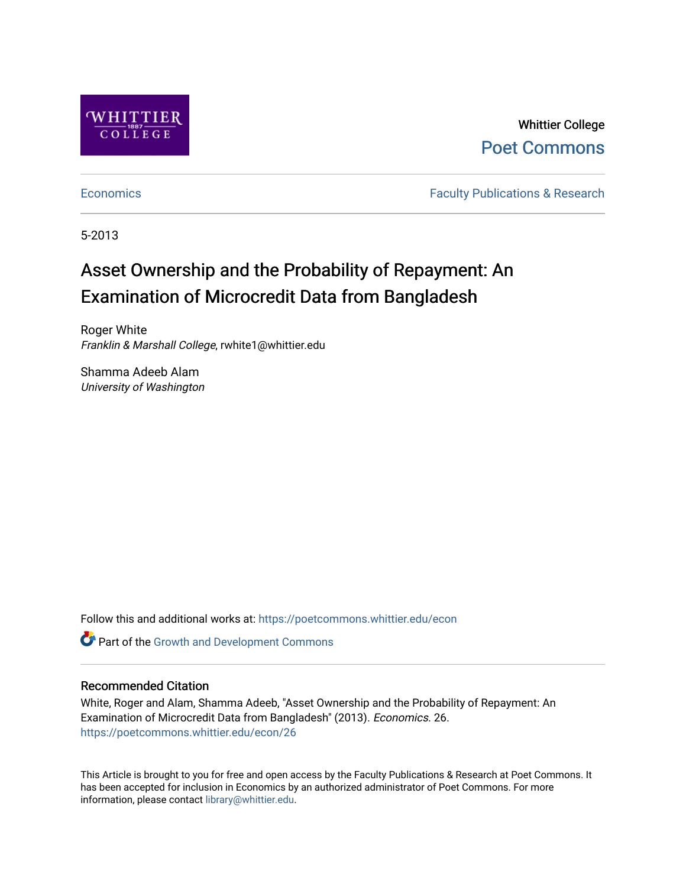Whittier College

Poet Commons

Economics

Faculty Publications & Research

5-2013

# Asset Ownership and the Probability of Repayment: An Examination of Microcredit Data from Bangladesh

Roger White
*Franklin & Marshall College*, rwhite1@whittier.edu

Shamma Adeeb Alam
*University of Washington*

Follow this and additional works at: https://poetcommons.whittier.edu/econ

Part of the Growth and Development Commons

## Recommended Citation

White, Roger and Alam, Shamma Adeeb, "Asset Ownership and the Probability of Repayment: An Examination of Microcredit Data from Bangladesh" (2013). *Economics*. 26.
https://poetcommons.whittier.edu/econ/26

This Article is brought to you for free and open access by the Faculty Publications & Research at Poet Commons. It has been accepted for inclusion in Economics by an authorized administrator of Poet Commons. For more information, please contact library@whittier.edu.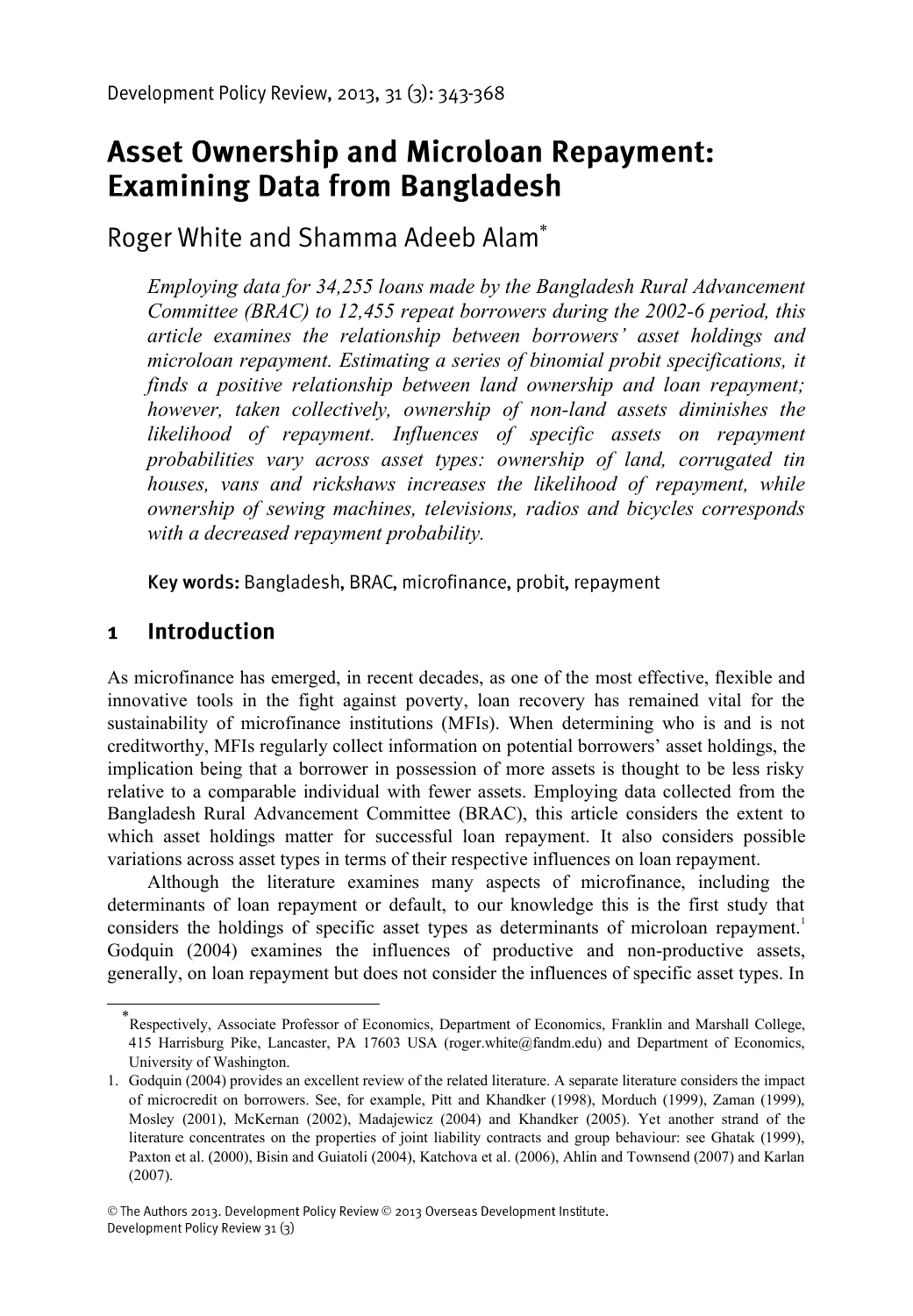# Asset Ownership and Microloan Repayment: Examining Data from Bangladesh

Roger White and Shamma Adeeb Alam*

*Employing data for 34,255 loans made by the Bangladesh Rural Advancement Committee (BRAC) to 12,455 repeat borrowers during the 2002-6 period, this article examines the relationship between borrowers' asset holdings and microloan repayment. Estimating a series of binomial probit specifications, it finds a positive relationship between land ownership and loan repayment; however, taken collectively, ownership of non-land assets diminishes the likelihood of repayment. Influences of specific assets on repayment probabilities vary across asset types: ownership of land, corrugated tin houses, vans and rickshaws increases the likelihood of repayment, while ownership of sewing machines, televisions, radios and bicycles corresponds with a decreased repayment probability.*

**Key words:** Bangladesh, BRAC, microfinance, probit, repayment

## 1 Introduction

As microfinance has emerged, in recent decades, as one of the most effective, flexible and innovative tools in the fight against poverty, loan recovery has remained vital for the sustainability of microfinance institutions (MFIs). When determining who is and is not creditworthy, MFIs regularly collect information on potential borrowers' asset holdings, the implication being that a borrower in possession of more assets is thought to be less risky relative to a comparable individual with fewer assets. Employing data collected from the Bangladesh Rural Advancement Committee (BRAC), this article considers the extent to which asset holdings matter for successful loan repayment. It also considers possible variations across asset types in terms of their respective influences on loan repayment.

Although the literature examines many aspects of microfinance, including the determinants of loan repayment or default, to our knowledge this is the first study that considers the holdings of specific asset types as determinants of microloan repayment.[1] Godquin (2004) examines the influences of productive and non-productive assets, generally, on loan repayment but does not consider the influences of specific asset types. In

---

* Respectively, Associate Professor of Economics, Department of Economics, Franklin and Marshall College, 415 Harrisburg Pike, Lancaster, PA 17603 USA (roger.white@fandm.edu) and Department of Economics, University of Washington.

1. Godquin (2004) provides an excellent review of the related literature. A separate literature considers the impact of microcredit on borrowers. See, for example, Pitt and Khandker (1998), Morduch (1999), Zaman (1999), Mosley (2001), McKernan (2002), Madajewicz (2004) and Khandker (2005). Yet another strand of the literature concentrates on the properties of joint liability contracts and group behaviour: see Ghatak (1999), Paxton et al. (2000), Bisin and Guiatoli (2004), Katchova et al. (2006), Ahlin and Townsend (2007) and Karlan (2007).

© The Authors 2013. Development Policy Review © 2013 Overseas Development Institute.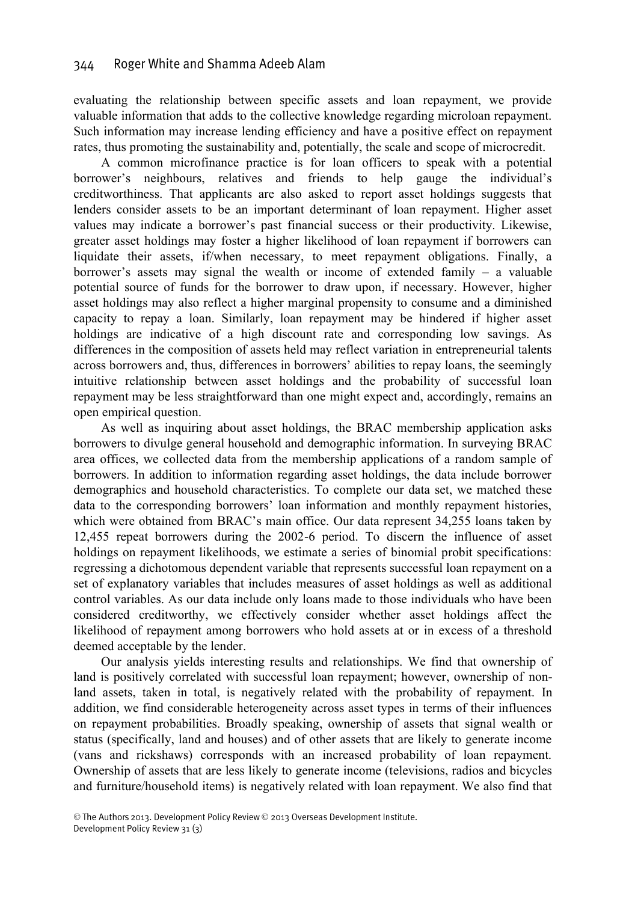evaluating the relationship between specific assets and loan repayment, we provide valuable information that adds to the collective knowledge regarding microloan repayment. Such information may increase lending efficiency and have a positive effect on repayment rates, thus promoting the sustainability and, potentially, the scale and scope of microcredit.

A common microfinance practice is for loan officers to speak with a potential borrower's neighbours, relatives and friends to help gauge the individual's creditworthiness. That applicants are also asked to report asset holdings suggests that lenders consider assets to be an important determinant of loan repayment. Higher asset values may indicate a borrower's past financial success or their productivity. Likewise, greater asset holdings may foster a higher likelihood of loan repayment if borrowers can liquidate their assets, if/when necessary, to meet repayment obligations. Finally, a borrower's assets may signal the wealth or income of extended family – a valuable potential source of funds for the borrower to draw upon, if necessary. However, higher asset holdings may also reflect a higher marginal propensity to consume and a diminished capacity to repay a loan. Similarly, loan repayment may be hindered if higher asset holdings are indicative of a high discount rate and corresponding low savings. As differences in the composition of assets held may reflect variation in entrepreneurial talents across borrowers and, thus, differences in borrowers' abilities to repay loans, the seemingly intuitive relationship between asset holdings and the probability of successful loan repayment may be less straightforward than one might expect and, accordingly, remains an open empirical question.

As well as inquiring about asset holdings, the BRAC membership application asks borrowers to divulge general household and demographic information. In surveying BRAC area offices, we collected data from the membership applications of a random sample of borrowers. In addition to information regarding asset holdings, the data include borrower demographics and household characteristics. To complete our data set, we matched these data to the corresponding borrowers' loan information and monthly repayment histories, which were obtained from BRAC's main office. Our data represent 34,255 loans taken by 12,455 repeat borrowers during the 2002-6 period. To discern the influence of asset holdings on repayment likelihoods, we estimate a series of binomial probit specifications: regressing a dichotomous dependent variable that represents successful loan repayment on a set of explanatory variables that includes measures of asset holdings as well as additional control variables. As our data include only loans made to those individuals who have been considered creditworthy, we effectively consider whether asset holdings affect the likelihood of repayment among borrowers who hold assets at or in excess of a threshold deemed acceptable by the lender.

Our analysis yields interesting results and relationships. We find that ownership of land is positively correlated with successful loan repayment; however, ownership of non-land assets, taken in total, is negatively related with the probability of repayment. In addition, we find considerable heterogeneity across asset types in terms of their influences on repayment probabilities. Broadly speaking, ownership of assets that signal wealth or status (specifically, land and houses) and of other assets that are likely to generate income (vans and rickshaws) corresponds with an increased probability of loan repayment. Ownership of assets that are less likely to generate income (televisions, radios and bicycles and furniture/household items) is negatively related with loan repayment. We also find that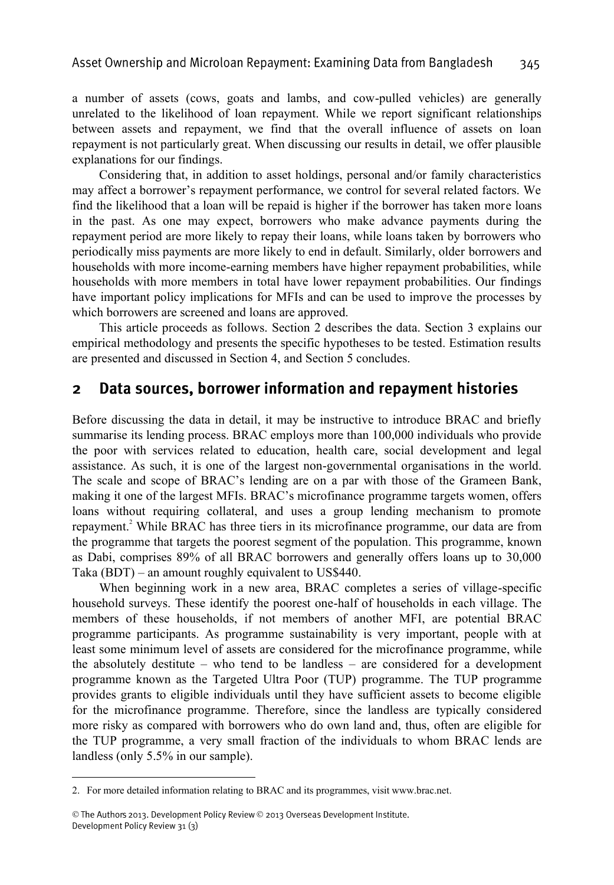a number of assets (cows, goats and lambs, and cow-pulled vehicles) are generally unrelated to the likelihood of loan repayment. While we report significant relationships between assets and repayment, we find that the overall influence of assets on loan repayment is not particularly great. When discussing our results in detail, we offer plausible explanations for our findings.

Considering that, in addition to asset holdings, personal and/or family characteristics may affect a borrower's repayment performance, we control for several related factors. We find the likelihood that a loan will be repaid is higher if the borrower has taken more loans in the past. As one may expect, borrowers who make advance payments during the repayment period are more likely to repay their loans, while loans taken by borrowers who periodically miss payments are more likely to end in default. Similarly, older borrowers and households with more income-earning members have higher repayment probabilities, while households with more members in total have lower repayment probabilities. Our findings have important policy implications for MFIs and can be used to improve the processes by which borrowers are screened and loans are approved.

This article proceeds as follows. Section 2 describes the data. Section 3 explains our empirical methodology and presents the specific hypotheses to be tested. Estimation results are presented and discussed in Section 4, and Section 5 concludes.

## 2 Data sources, borrower information and repayment histories

Before discussing the data in detail, it may be instructive to introduce BRAC and briefly summarise its lending process. BRAC employs more than 100,000 individuals who provide the poor with services related to education, health care, social development and legal assistance. As such, it is one of the largest non-governmental organisations in the world. The scale and scope of BRAC's lending are on a par with those of the Grameen Bank, making it one of the largest MFIs. BRAC's microfinance programme targets women, offers loans without requiring collateral, and uses a group lending mechanism to promote repayment.[2] While BRAC has three tiers in its microfinance programme, our data are from the programme that targets the poorest segment of the population. This programme, known as Dabi, comprises 89% of all BRAC borrowers and generally offers loans up to 30,000 Taka (BDT) – an amount roughly equivalent to US$440.

When beginning work in a new area, BRAC completes a series of village-specific household surveys. These identify the poorest one-half of households in each village. The members of these households, if not members of another MFI, are potential BRAC programme participants. As programme sustainability is very important, people with at least some minimum level of assets are considered for the microfinance programme, while the absolutely destitute – who tend to be landless – are considered for a development programme known as the Targeted Ultra Poor (TUP) programme. The TUP programme provides grants to eligible individuals until they have sufficient assets to become eligible for the microfinance programme. Therefore, since the landless are typically considered more risky as compared with borrowers who do own land and, thus, often are eligible for the TUP programme, a very small fraction of the individuals to whom BRAC lends are landless (only 5.5% in our sample).

2. For more detailed information relating to BRAC and its programmes, visit www.brac.net.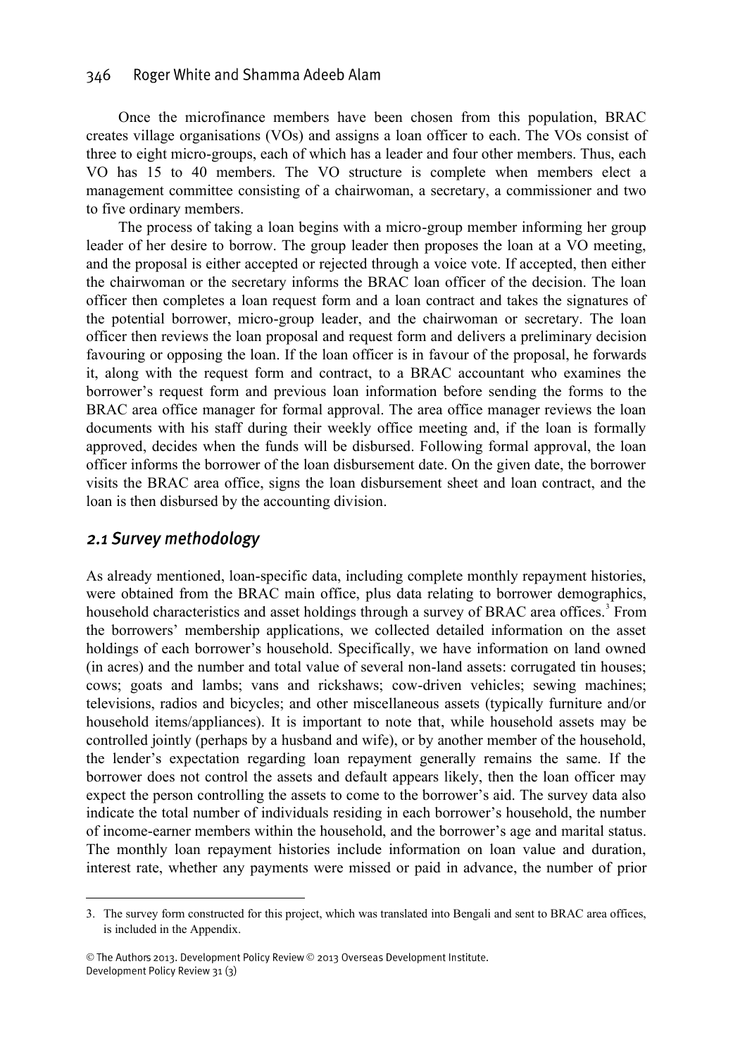Once the microfinance members have been chosen from this population, BRAC creates village organisations (VOs) and assigns a loan officer to each. The VOs consist of three to eight micro-groups, each of which has a leader and four other members. Thus, each VO has 15 to 40 members. The VO structure is complete when members elect a management committee consisting of a chairwoman, a secretary, a commissioner and two to five ordinary members.

The process of taking a loan begins with a micro-group member informing her group leader of her desire to borrow. The group leader then proposes the loan at a VO meeting, and the proposal is either accepted or rejected through a voice vote. If accepted, then either the chairwoman or the secretary informs the BRAC loan officer of the decision. The loan officer then completes a loan request form and a loan contract and takes the signatures of the potential borrower, micro-group leader, and the chairwoman or secretary. The loan officer then reviews the loan proposal and request form and delivers a preliminary decision favouring or opposing the loan. If the loan officer is in favour of the proposal, he forwards it, along with the request form and contract, to a BRAC accountant who examines the borrower's request form and previous loan information before sending the forms to the BRAC area office manager for formal approval. The area office manager reviews the loan documents with his staff during their weekly office meeting and, if the loan is formally approved, decides when the funds will be disbursed. Following formal approval, the loan officer informs the borrower of the loan disbursement date. On the given date, the borrower visits the BRAC area office, signs the loan disbursement sheet and loan contract, and the loan is then disbursed by the accounting division.

## *2.1 Survey methodology*

As already mentioned, loan-specific data, including complete monthly repayment histories, were obtained from the BRAC main office, plus data relating to borrower demographics, household characteristics and asset holdings through a survey of BRAC area offices.[3] From the borrowers' membership applications, we collected detailed information on the asset holdings of each borrower's household. Specifically, we have information on land owned (in acres) and the number and total value of several non-land assets: corrugated tin houses; cows; goats and lambs; vans and rickshaws; cow-driven vehicles; sewing machines; televisions, radios and bicycles; and other miscellaneous assets (typically furniture and/or household items/appliances). It is important to note that, while household assets may be controlled jointly (perhaps by a husband and wife), or by another member of the household, the lender's expectation regarding loan repayment generally remains the same. If the borrower does not control the assets and default appears likely, then the loan officer may expect the person controlling the assets to come to the borrower's aid. The survey data also indicate the total number of individuals residing in each borrower's household, the number of income-earner members within the household, and the borrower's age and marital status. The monthly loan repayment histories include information on loan value and duration, interest rate, whether any payments were missed or paid in advance, the number of prior

3. The survey form constructed for this project, which was translated into Bengali and sent to BRAC area offices, is included in the Appendix.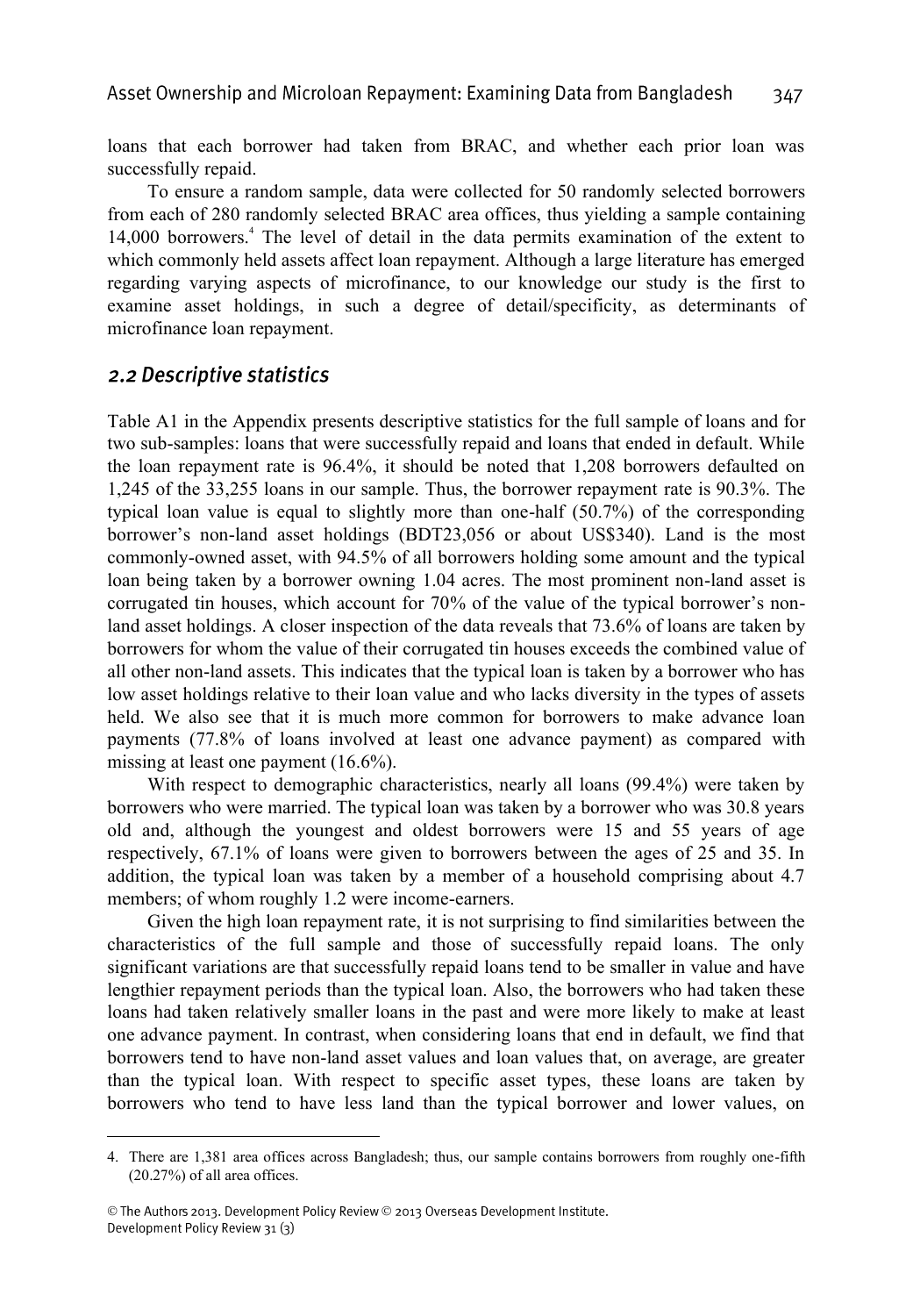loans that each borrower had taken from BRAC, and whether each prior loan was successfully repaid.

To ensure a random sample, data were collected for 50 randomly selected borrowers from each of 280 randomly selected BRAC area offices, thus yielding a sample containing 14,000 borrowers.[4] The level of detail in the data permits examination of the extent to which commonly held assets affect loan repayment. Although a large literature has emerged regarding varying aspects of microfinance, to our knowledge our study is the first to examine asset holdings, in such a degree of detail/specificity, as determinants of microfinance loan repayment.

## *2.2 Descriptive statistics*

Table A1 in the Appendix presents descriptive statistics for the full sample of loans and for two sub-samples: loans that were successfully repaid and loans that ended in default. While the loan repayment rate is 96.4%, it should be noted that 1,208 borrowers defaulted on 1,245 of the 33,255 loans in our sample. Thus, the borrower repayment rate is 90.3%. The typical loan value is equal to slightly more than one-half (50.7%) of the corresponding borrower's non-land asset holdings (BDT23,056 or about US$340). Land is the most commonly-owned asset, with 94.5% of all borrowers holding some amount and the typical loan being taken by a borrower owning 1.04 acres. The most prominent non-land asset is corrugated tin houses, which account for 70% of the value of the typical borrower's non-land asset holdings. A closer inspection of the data reveals that 73.6% of loans are taken by borrowers for whom the value of their corrugated tin houses exceeds the combined value of all other non-land assets. This indicates that the typical loan is taken by a borrower who has low asset holdings relative to their loan value and who lacks diversity in the types of assets held. We also see that it is much more common for borrowers to make advance loan payments (77.8% of loans involved at least one advance payment) as compared with missing at least one payment (16.6%).

With respect to demographic characteristics, nearly all loans (99.4%) were taken by borrowers who were married. The typical loan was taken by a borrower who was 30.8 years old and, although the youngest and oldest borrowers were 15 and 55 years of age respectively, 67.1% of loans were given to borrowers between the ages of 25 and 35. In addition, the typical loan was taken by a member of a household comprising about 4.7 members; of whom roughly 1.2 were income-earners.

Given the high loan repayment rate, it is not surprising to find similarities between the characteristics of the full sample and those of successfully repaid loans. The only significant variations are that successfully repaid loans tend to be smaller in value and have lengthier repayment periods than the typical loan. Also, the borrowers who had taken these loans had taken relatively smaller loans in the past and were more likely to make at least one advance payment. In contrast, when considering loans that end in default, we find that borrowers tend to have non-land asset values and loan values that, on average, are greater than the typical loan. With respect to specific asset types, these loans are taken by borrowers who tend to have less land than the typical borrower and lower values, on

4. There are 1,381 area offices across Bangladesh; thus, our sample contains borrowers from roughly one-fifth (20.27%) of all area offices.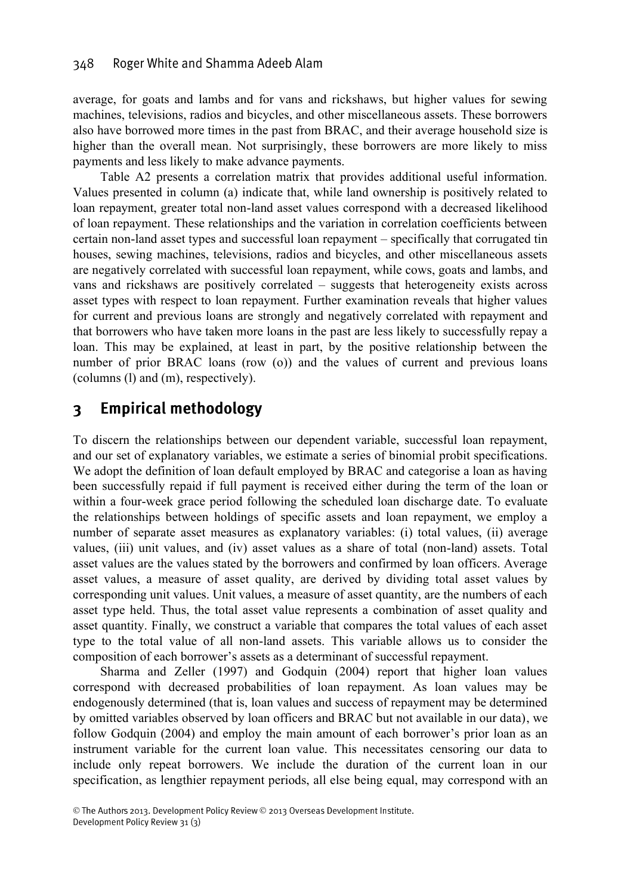average, for goats and lambs and for vans and rickshaws, but higher values for sewing machines, televisions, radios and bicycles, and other miscellaneous assets. These borrowers also have borrowed more times in the past from BRAC, and their average household size is higher than the overall mean. Not surprisingly, these borrowers are more likely to miss payments and less likely to make advance payments.

Table A2 presents a correlation matrix that provides additional useful information. Values presented in column (a) indicate that, while land ownership is positively related to loan repayment, greater total non-land asset values correspond with a decreased likelihood of loan repayment. These relationships and the variation in correlation coefficients between certain non-land asset types and successful loan repayment – specifically that corrugated tin houses, sewing machines, televisions, radios and bicycles, and other miscellaneous assets are negatively correlated with successful loan repayment, while cows, goats and lambs, and vans and rickshaws are positively correlated – suggests that heterogeneity exists across asset types with respect to loan repayment. Further examination reveals that higher values for current and previous loans are strongly and negatively correlated with repayment and that borrowers who have taken more loans in the past are less likely to successfully repay a loan. This may be explained, at least in part, by the positive relationship between the number of prior BRAC loans (row (o)) and the values of current and previous loans (columns (l) and (m), respectively).

## 3 Empirical methodology

To discern the relationships between our dependent variable, successful loan repayment, and our set of explanatory variables, we estimate a series of binomial probit specifications. We adopt the definition of loan default employed by BRAC and categorise a loan as having been successfully repaid if full payment is received either during the term of the loan or within a four-week grace period following the scheduled loan discharge date. To evaluate the relationships between holdings of specific assets and loan repayment, we employ a number of separate asset measures as explanatory variables: (i) total values, (ii) average values, (iii) unit values, and (iv) asset values as a share of total (non-land) assets. Total asset values are the values stated by the borrowers and confirmed by loan officers. Average asset values, a measure of asset quality, are derived by dividing total asset values by corresponding unit values. Unit values, a measure of asset quantity, are the numbers of each asset type held. Thus, the total asset value represents a combination of asset quality and asset quantity. Finally, we construct a variable that compares the total values of each asset type to the total value of all non-land assets. This variable allows us to consider the composition of each borrower's assets as a determinant of successful repayment.

Sharma and Zeller (1997) and Godquin (2004) report that higher loan values correspond with decreased probabilities of loan repayment. As loan values may be endogenously determined (that is, loan values and success of repayment may be determined by omitted variables observed by loan officers and BRAC but not available in our data), we follow Godquin (2004) and employ the main amount of each borrower's prior loan as an instrument variable for the current loan value. This necessitates censoring our data to include only repeat borrowers. We include the duration of the current loan in our specification, as lengthier repayment periods, all else being equal, may correspond with an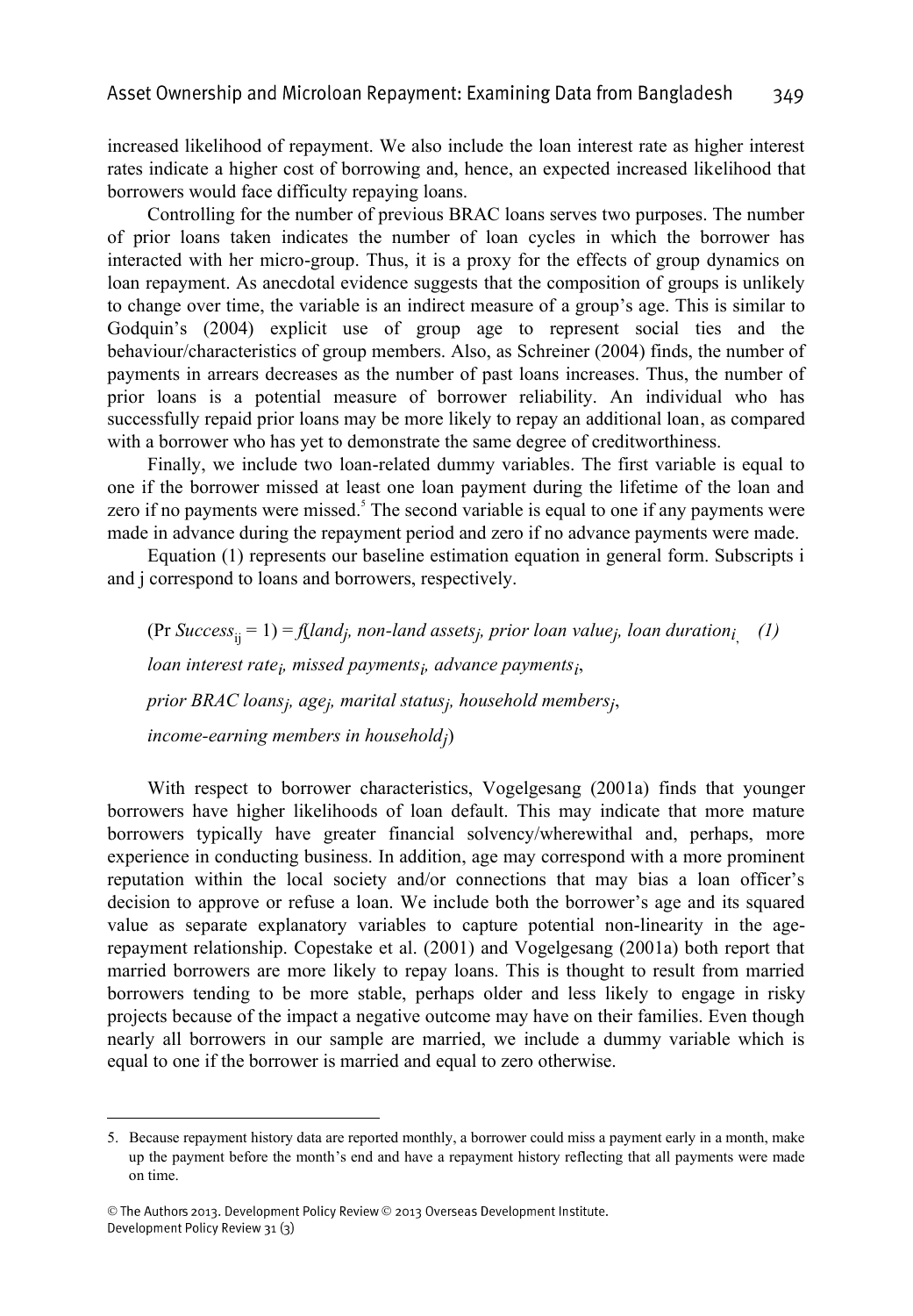increased likelihood of repayment. We also include the loan interest rate as higher interest rates indicate a higher cost of borrowing and, hence, an expected increased likelihood that borrowers would face difficulty repaying loans.

Controlling for the number of previous BRAC loans serves two purposes. The number of prior loans taken indicates the number of loan cycles in which the borrower has interacted with her micro-group. Thus, it is a proxy for the effects of group dynamics on loan repayment. As anecdotal evidence suggests that the composition of groups is unlikely to change over time, the variable is an indirect measure of a group's age. This is similar to Godquin's (2004) explicit use of group age to represent social ties and the behaviour/characteristics of group members. Also, as Schreiner (2004) finds, the number of payments in arrears decreases as the number of past loans increases. Thus, the number of prior loans is a potential measure of borrower reliability. An individual who has successfully repaid prior loans may be more likely to repay an additional loan, as compared with a borrower who has yet to demonstrate the same degree of creditworthiness.

Finally, we include two loan-related dummy variables. The first variable is equal to one if the borrower missed at least one loan payment during the lifetime of the loan and zero if no payments were missed.[5] The second variable is equal to one if any payments were made in advance during the repayment period and zero if no advance payments were made.

Equation (1) represents our baseline estimation equation in general form. Subscripts i and j correspond to loans and borrowers, respectively.

$$
\begin{aligned}
(\Pr Success_{ij} = 1) = f(&land_j,\ non\text{-}land\ assets_j,\ prior\ loan\ value_j,\ loan\ duration_i, \quad (1)\\
&loan\ interest\ rate_i,\ missed\ payments_i,\ advance\ payments_i,\\
&prior\ BRAC\ loans_j,\ age_j,\ marital\ status_j,\ household\ members_j,\\
&income\text{-}earning\ members\ in\ household_j)
\end{aligned}
$$

With respect to borrower characteristics, Vogelgesang (2001a) finds that younger borrowers have higher likelihoods of loan default. This may indicate that more mature borrowers typically have greater financial solvency/wherewithal and, perhaps, more experience in conducting business. In addition, age may correspond with a more prominent reputation within the local society and/or connections that may bias a loan officer's decision to approve or refuse a loan. We include both the borrower's age and its squared value as separate explanatory variables to capture potential non-linearity in the age-repayment relationship. Copestake et al. (2001) and Vogelgesang (2001a) both report that married borrowers are more likely to repay loans. This is thought to result from married borrowers tending to be more stable, perhaps older and less likely to engage in risky projects because of the impact a negative outcome may have on their families. Even though nearly all borrowers in our sample are married, we include a dummy variable which is equal to one if the borrower is married and equal to zero otherwise.

---

5. Because repayment history data are reported monthly, a borrower could miss a payment early in a month, make up the payment before the month's end and have a repayment history reflecting that all payments were made on time.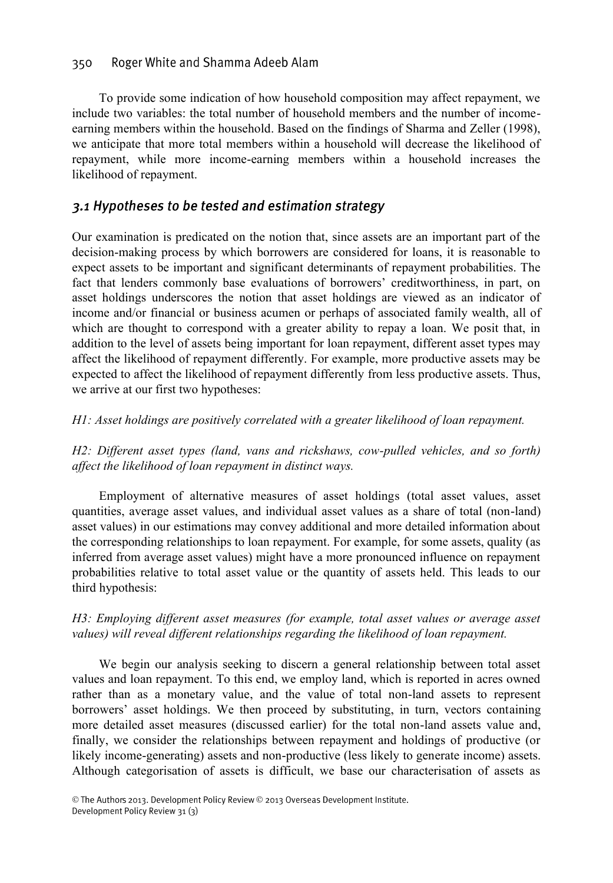To provide some indication of how household composition may affect repayment, we include two variables: the total number of household members and the number of income-earning members within the household. Based on the findings of Sharma and Zeller (1998), we anticipate that more total members within a household will decrease the likelihood of repayment, while more income-earning members within a household increases the likelihood of repayment.

### *3.1 Hypotheses to be tested and estimation strategy*

Our examination is predicated on the notion that, since assets are an important part of the decision-making process by which borrowers are considered for loans, it is reasonable to expect assets to be important and significant determinants of repayment probabilities. The fact that lenders commonly base evaluations of borrowers' creditworthiness, in part, on asset holdings underscores the notion that asset holdings are viewed as an indicator of income and/or financial or business acumen or perhaps of associated family wealth, all of which are thought to correspond with a greater ability to repay a loan. We posit that, in addition to the level of assets being important for loan repayment, different asset types may affect the likelihood of repayment differently. For example, more productive assets may be expected to affect the likelihood of repayment differently from less productive assets. Thus, we arrive at our first two hypotheses:

*H1: Asset holdings are positively correlated with a greater likelihood of loan repayment.*

*H2: Different asset types (land, vans and rickshaws, cow-pulled vehicles, and so forth) affect the likelihood of loan repayment in distinct ways.*

Employment of alternative measures of asset holdings (total asset values, asset quantities, average asset values, and individual asset values as a share of total (non-land) asset values) in our estimations may convey additional and more detailed information about the corresponding relationships to loan repayment. For example, for some assets, quality (as inferred from average asset values) might have a more pronounced influence on repayment probabilities relative to total asset value or the quantity of assets held. This leads to our third hypothesis:

*H3: Employing different asset measures (for example, total asset values or average asset values) will reveal different relationships regarding the likelihood of loan repayment.*

We begin our analysis seeking to discern a general relationship between total asset values and loan repayment. To this end, we employ land, which is reported in acres owned rather than as a monetary value, and the value of total non-land assets to represent borrowers' asset holdings. We then proceed by substituting, in turn, vectors containing more detailed asset measures (discussed earlier) for the total non-land assets value and, finally, we consider the relationships between repayment and holdings of productive (or likely income-generating) assets and non-productive (less likely to generate income) assets. Although categorisation of assets is difficult, we base our characterisation of assets as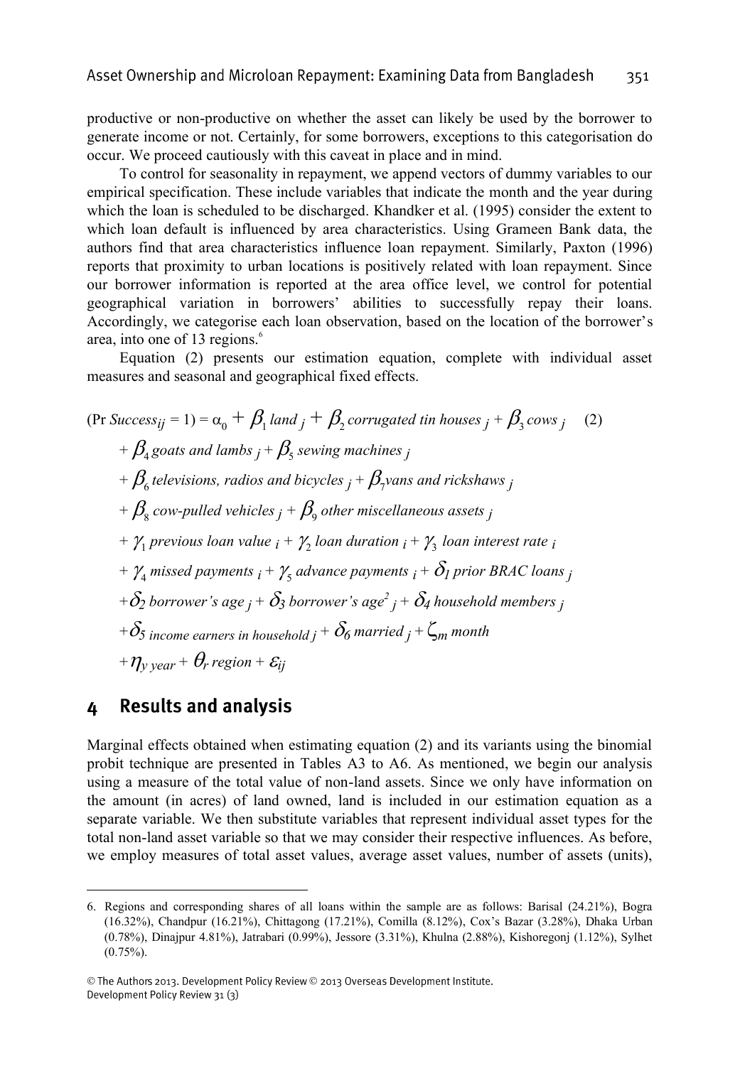productive or non-productive on whether the asset can likely be used by the borrower to generate income or not. Certainly, for some borrowers, exceptions to this categorisation do occur. We proceed cautiously with this caveat in place and in mind.

To control for seasonality in repayment, we append vectors of dummy variables to our empirical specification. These include variables that indicate the month and the year during which the loan is scheduled to be discharged. Khandker et al. (1995) consider the extent to which loan default is influenced by area characteristics. Using Grameen Bank data, the authors find that area characteristics influence loan repayment. Similarly, Paxton (1996) reports that proximity to urban locations is positively related with loan repayment. Since our borrower information is reported at the area office level, we control for potential geographical variation in borrowers' abilities to successfully repay their loans. Accordingly, we categorise each loan observation, based on the location of the borrower's area, into one of 13 regions.[6]

Equation (2) presents our estimation equation, complete with individual asset measures and seasonal and geographical fixed effects.

$$
\begin{aligned}
(\Pr \mathit{Success}_{ij} = 1) = {} & \alpha_0 + \beta_1 \mathit{land}_j + \beta_2 \mathit{corrugated\ tin\ houses}_j + \beta_3 \mathit{cows}_j \qquad (2) \\
& + \beta_4 \mathit{goats\ and\ lambs}_j + \beta_5 \mathit{sewing\ machines}_j \\
& + \beta_6 \mathit{televisions,\ radios\ and\ bicycles}_j + \beta_7 \mathit{vans\ and\ rickshaws}_j \\
& + \beta_8 \mathit{cow\text{-}pulled\ vehicles}_j + \beta_9 \mathit{other\ miscellaneous\ assets}_j \\
& + \gamma_1 \mathit{previous\ loan\ value}_i + \gamma_2 \mathit{loan\ duration}_i + \gamma_3 \mathit{loan\ interest\ rate}_i \\
& + \gamma_4 \mathit{missed\ payments}_i + \gamma_5 \mathit{advance\ payments}_i + \delta_1 \mathit{prior\ BRAC\ loans}_j \\
& + \delta_2 \mathit{borrower's\ age}_j + \delta_3 \mathit{borrower's\ age}^2_j + \delta_4 \mathit{household\ members}_j \\
& + \delta_5 \mathit{income\ earners\ in\ household}_j + \delta_6 \mathit{married}_j + \zeta_m \mathit{month} \\
& + \eta_y \mathit{year} + \theta_r \mathit{region} + \varepsilon_{ij}
\end{aligned}
$$

## 4 Results and analysis

Marginal effects obtained when estimating equation (2) and its variants using the binomial probit technique are presented in Tables A3 to A6. As mentioned, we begin our analysis using a measure of the total value of non-land assets. Since we only have information on the amount (in acres) of land owned, land is included in our estimation equation as a separate variable. We then substitute variables that represent individual asset types for the total non-land asset variable so that we may consider their respective influences. As before, we employ measures of total asset values, average asset values, number of assets (units),

6. Regions and corresponding shares of all loans within the sample are as follows: Barisal (24.21%), Bogra (16.32%), Chandpur (16.21%), Chittagong (17.21%), Comilla (8.12%), Cox's Bazar (3.28%), Dhaka Urban (0.78%), Dinajpur 4.81%), Jatrabari (0.99%), Jessore (3.31%), Khulna (2.88%), Kishoregonj (1.12%), Sylhet (0.75%).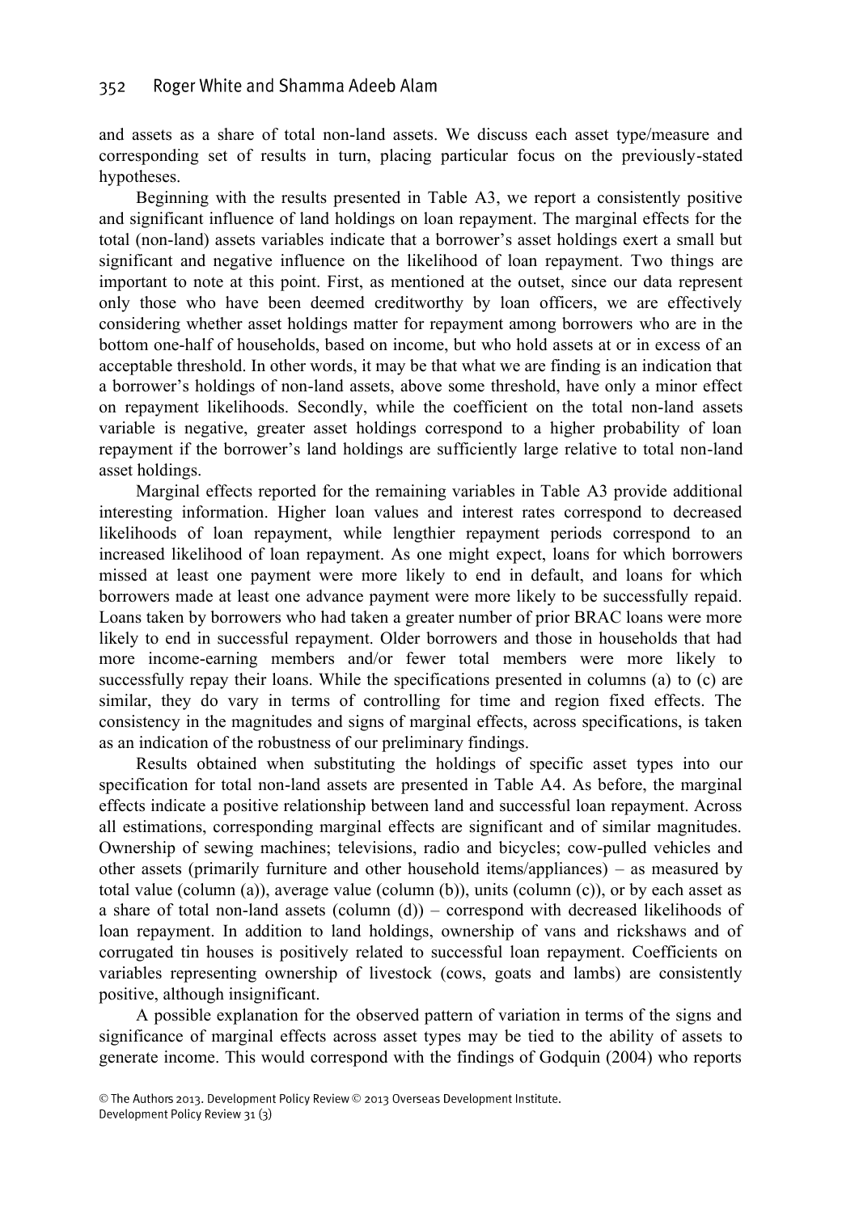and assets as a share of total non-land assets. We discuss each asset type/measure and corresponding set of results in turn, placing particular focus on the previously-stated hypotheses.

Beginning with the results presented in Table A3, we report a consistently positive and significant influence of land holdings on loan repayment. The marginal effects for the total (non-land) assets variables indicate that a borrower's asset holdings exert a small but significant and negative influence on the likelihood of loan repayment. Two things are important to note at this point. First, as mentioned at the outset, since our data represent only those who have been deemed creditworthy by loan officers, we are effectively considering whether asset holdings matter for repayment among borrowers who are in the bottom one-half of households, based on income, but who hold assets at or in excess of an acceptable threshold. In other words, it may be that what we are finding is an indication that a borrower's holdings of non-land assets, above some threshold, have only a minor effect on repayment likelihoods. Secondly, while the coefficient on the total non-land assets variable is negative, greater asset holdings correspond to a higher probability of loan repayment if the borrower's land holdings are sufficiently large relative to total non-land asset holdings.

Marginal effects reported for the remaining variables in Table A3 provide additional interesting information. Higher loan values and interest rates correspond to decreased likelihoods of loan repayment, while lengthier repayment periods correspond to an increased likelihood of loan repayment. As one might expect, loans for which borrowers missed at least one payment were more likely to end in default, and loans for which borrowers made at least one advance payment were more likely to be successfully repaid. Loans taken by borrowers who had taken a greater number of prior BRAC loans were more likely to end in successful repayment. Older borrowers and those in households that had more income-earning members and/or fewer total members were more likely to successfully repay their loans. While the specifications presented in columns (a) to (c) are similar, they do vary in terms of controlling for time and region fixed effects. The consistency in the magnitudes and signs of marginal effects, across specifications, is taken as an indication of the robustness of our preliminary findings.

Results obtained when substituting the holdings of specific asset types into our specification for total non-land assets are presented in Table A4. As before, the marginal effects indicate a positive relationship between land and successful loan repayment. Across all estimations, corresponding marginal effects are significant and of similar magnitudes. Ownership of sewing machines; televisions, radio and bicycles; cow-pulled vehicles and other assets (primarily furniture and other household items/appliances) – as measured by total value (column (a)), average value (column (b)), units (column (c)), or by each asset as a share of total non-land assets (column (d)) – correspond with decreased likelihoods of loan repayment. In addition to land holdings, ownership of vans and rickshaws and of corrugated tin houses is positively related to successful loan repayment. Coefficients on variables representing ownership of livestock (cows, goats and lambs) are consistently positive, although insignificant.

A possible explanation for the observed pattern of variation in terms of the signs and significance of marginal effects across asset types may be tied to the ability of assets to generate income. This would correspond with the findings of Godquin (2004) who reports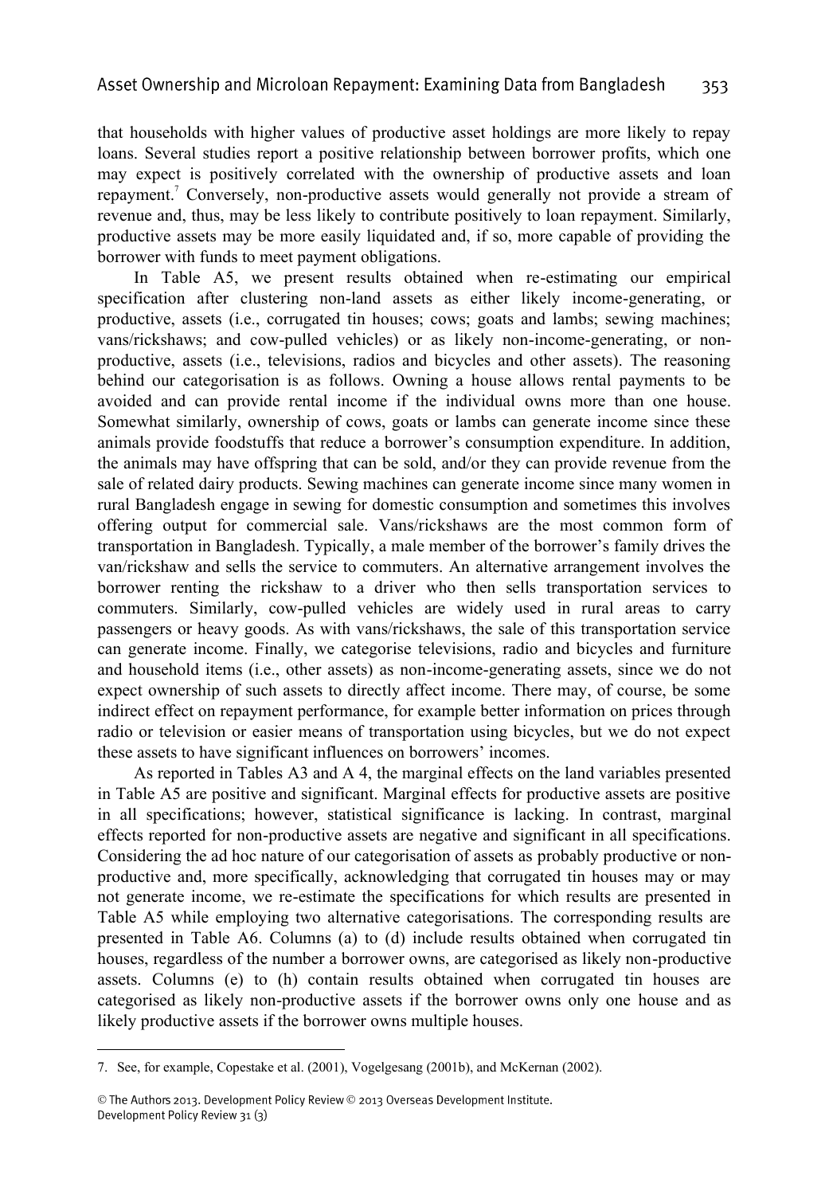that households with higher values of productive asset holdings are more likely to repay loans. Several studies report a positive relationship between borrower profits, which one may expect is positively correlated with the ownership of productive assets and loan repayment.[7] Conversely, non-productive assets would generally not provide a stream of revenue and, thus, may be less likely to contribute positively to loan repayment. Similarly, productive assets may be more easily liquidated and, if so, more capable of providing the borrower with funds to meet payment obligations.

In Table A5, we present results obtained when re-estimating our empirical specification after clustering non-land assets as either likely income-generating, or productive, assets (i.e., corrugated tin houses; cows; goats and lambs; sewing machines; vans/rickshaws; and cow-pulled vehicles) or as likely non-income-generating, or non-productive, assets (i.e., televisions, radios and bicycles and other assets). The reasoning behind our categorisation is as follows. Owning a house allows rental payments to be avoided and can provide rental income if the individual owns more than one house. Somewhat similarly, ownership of cows, goats or lambs can generate income since these animals provide foodstuffs that reduce a borrower's consumption expenditure. In addition, the animals may have offspring that can be sold, and/or they can provide revenue from the sale of related dairy products. Sewing machines can generate income since many women in rural Bangladesh engage in sewing for domestic consumption and sometimes this involves offering output for commercial sale. Vans/rickshaws are the most common form of transportation in Bangladesh. Typically, a male member of the borrower's family drives the van/rickshaw and sells the service to commuters. An alternative arrangement involves the borrower renting the rickshaw to a driver who then sells transportation services to commuters. Similarly, cow-pulled vehicles are widely used in rural areas to carry passengers or heavy goods. As with vans/rickshaws, the sale of this transportation service can generate income. Finally, we categorise televisions, radio and bicycles and furniture and household items (i.e., other assets) as non-income-generating assets, since we do not expect ownership of such assets to directly affect income. There may, of course, be some indirect effect on repayment performance, for example better information on prices through radio or television or easier means of transportation using bicycles, but we do not expect these assets to have significant influences on borrowers' incomes.

As reported in Tables A3 and A 4, the marginal effects on the land variables presented in Table A5 are positive and significant. Marginal effects for productive assets are positive in all specifications; however, statistical significance is lacking. In contrast, marginal effects reported for non-productive assets are negative and significant in all specifications. Considering the ad hoc nature of our categorisation of assets as probably productive or non-productive and, more specifically, acknowledging that corrugated tin houses may or may not generate income, we re-estimate the specifications for which results are presented in Table A5 while employing two alternative categorisations. The corresponding results are presented in Table A6. Columns (a) to (d) include results obtained when corrugated tin houses, regardless of the number a borrower owns, are categorised as likely non-productive assets. Columns (e) to (h) contain results obtained when corrugated tin houses are categorised as likely non-productive assets if the borrower owns only one house and as likely productive assets if the borrower owns multiple houses.

7. See, for example, Copestake et al. (2001), Vogelgesang (2001b), and McKernan (2002).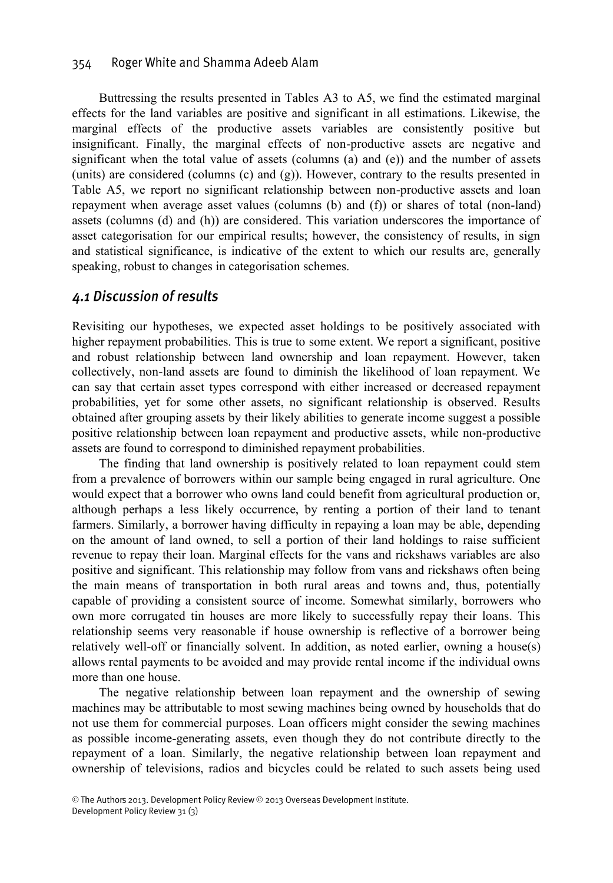Buttressing the results presented in Tables A3 to A5, we find the estimated marginal effects for the land variables are positive and significant in all estimations. Likewise, the marginal effects of the productive assets variables are consistently positive but insignificant. Finally, the marginal effects of non-productive assets are negative and significant when the total value of assets (columns (a) and (e)) and the number of assets (units) are considered (columns (c) and (g)). However, contrary to the results presented in Table A5, we report no significant relationship between non-productive assets and loan repayment when average asset values (columns (b) and (f)) or shares of total (non-land) assets (columns (d) and (h)) are considered. This variation underscores the importance of asset categorisation for our empirical results; however, the consistency of results, in sign and statistical significance, is indicative of the extent to which our results are, generally speaking, robust to changes in categorisation schemes.

### *4.1 Discussion of results*

Revisiting our hypotheses, we expected asset holdings to be positively associated with higher repayment probabilities. This is true to some extent. We report a significant, positive and robust relationship between land ownership and loan repayment. However, taken collectively, non-land assets are found to diminish the likelihood of loan repayment. We can say that certain asset types correspond with either increased or decreased repayment probabilities, yet for some other assets, no significant relationship is observed. Results obtained after grouping assets by their likely abilities to generate income suggest a possible positive relationship between loan repayment and productive assets, while non-productive assets are found to correspond to diminished repayment probabilities.

The finding that land ownership is positively related to loan repayment could stem from a prevalence of borrowers within our sample being engaged in rural agriculture. One would expect that a borrower who owns land could benefit from agricultural production or, although perhaps a less likely occurrence, by renting a portion of their land to tenant farmers. Similarly, a borrower having difficulty in repaying a loan may be able, depending on the amount of land owned, to sell a portion of their land holdings to raise sufficient revenue to repay their loan. Marginal effects for the vans and rickshaws variables are also positive and significant. This relationship may follow from vans and rickshaws often being the main means of transportation in both rural areas and towns and, thus, potentially capable of providing a consistent source of income. Somewhat similarly, borrowers who own more corrugated tin houses are more likely to successfully repay their loans. This relationship seems very reasonable if house ownership is reflective of a borrower being relatively well-off or financially solvent. In addition, as noted earlier, owning a house(s) allows rental payments to be avoided and may provide rental income if the individual owns more than one house.

The negative relationship between loan repayment and the ownership of sewing machines may be attributable to most sewing machines being owned by households that do not use them for commercial purposes. Loan officers might consider the sewing machines as possible income-generating assets, even though they do not contribute directly to the repayment of a loan. Similarly, the negative relationship between loan repayment and ownership of televisions, radios and bicycles could be related to such assets being used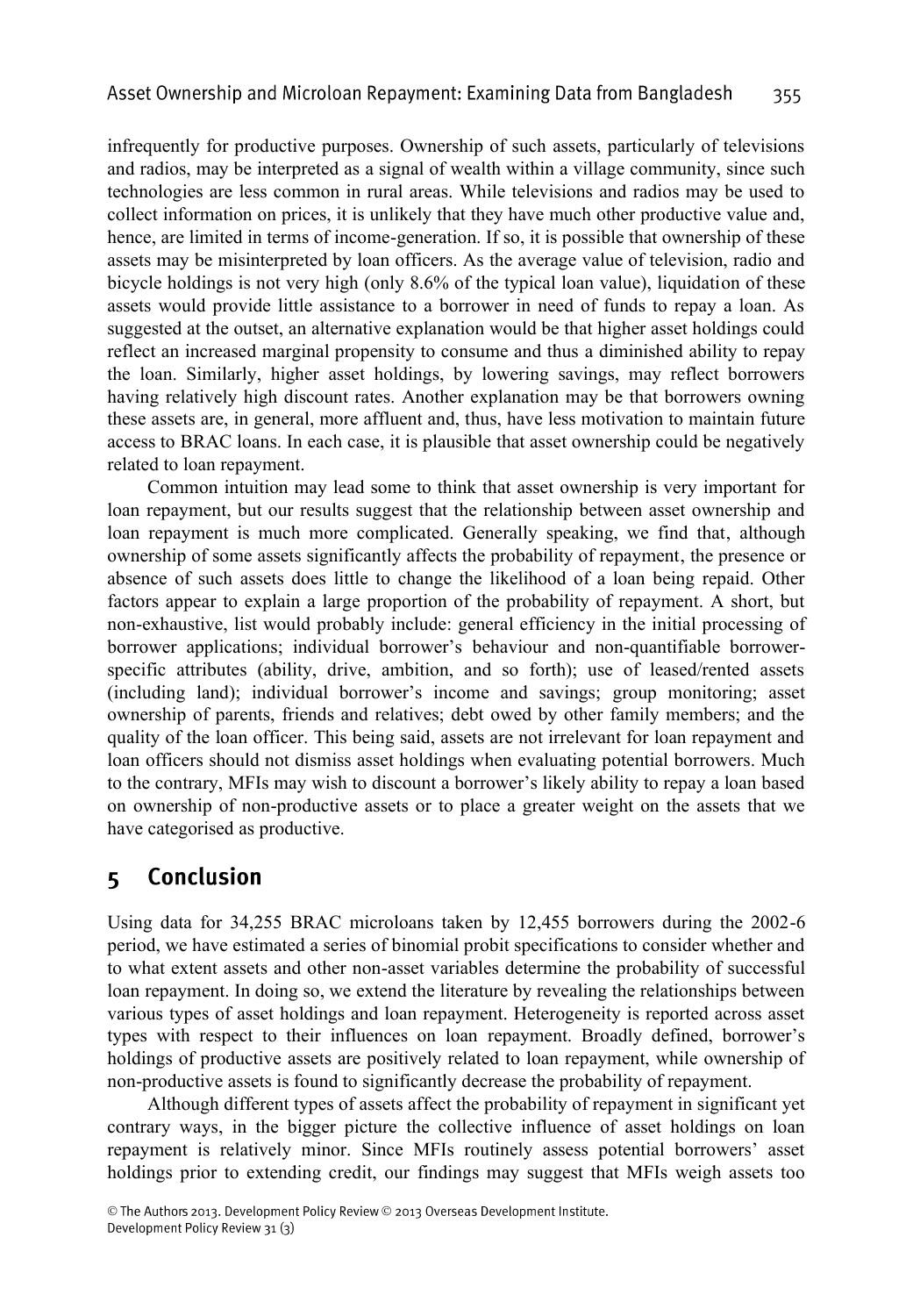infrequently for productive purposes. Ownership of such assets, particularly of televisions and radios, may be interpreted as a signal of wealth within a village community, since such technologies are less common in rural areas. While televisions and radios may be used to collect information on prices, it is unlikely that they have much other productive value and, hence, are limited in terms of income-generation. If so, it is possible that ownership of these assets may be misinterpreted by loan officers. As the average value of television, radio and bicycle holdings is not very high (only 8.6% of the typical loan value), liquidation of these assets would provide little assistance to a borrower in need of funds to repay a loan. As suggested at the outset, an alternative explanation would be that higher asset holdings could reflect an increased marginal propensity to consume and thus a diminished ability to repay the loan. Similarly, higher asset holdings, by lowering savings, may reflect borrowers having relatively high discount rates. Another explanation may be that borrowers owning these assets are, in general, more affluent and, thus, have less motivation to maintain future access to BRAC loans. In each case, it is plausible that asset ownership could be negatively related to loan repayment.

Common intuition may lead some to think that asset ownership is very important for loan repayment, but our results suggest that the relationship between asset ownership and loan repayment is much more complicated. Generally speaking, we find that, although ownership of some assets significantly affects the probability of repayment, the presence or absence of such assets does little to change the likelihood of a loan being repaid. Other factors appear to explain a large proportion of the probability of repayment. A short, but non-exhaustive, list would probably include: general efficiency in the initial processing of borrower applications; individual borrower's behaviour and non-quantifiable borrower-specific attributes (ability, drive, ambition, and so forth); use of leased/rented assets (including land); individual borrower's income and savings; group monitoring; asset ownership of parents, friends and relatives; debt owed by other family members; and the quality of the loan officer. This being said, assets are not irrelevant for loan repayment and loan officers should not dismiss asset holdings when evaluating potential borrowers. Much to the contrary, MFIs may wish to discount a borrower's likely ability to repay a loan based on ownership of non-productive assets or to place a greater weight on the assets that we have categorised as productive.

## 5 Conclusion

Using data for 34,255 BRAC microloans taken by 12,455 borrowers during the 2002-6 period, we have estimated a series of binomial probit specifications to consider whether and to what extent assets and other non-asset variables determine the probability of successful loan repayment. In doing so, we extend the literature by revealing the relationships between various types of asset holdings and loan repayment. Heterogeneity is reported across asset types with respect to their influences on loan repayment. Broadly defined, borrower's holdings of productive assets are positively related to loan repayment, while ownership of non-productive assets is found to significantly decrease the probability of repayment.

Although different types of assets affect the probability of repayment in significant yet contrary ways, in the bigger picture the collective influence of asset holdings on loan repayment is relatively minor. Since MFIs routinely assess potential borrowers' asset holdings prior to extending credit, our findings may suggest that MFIs weigh assets too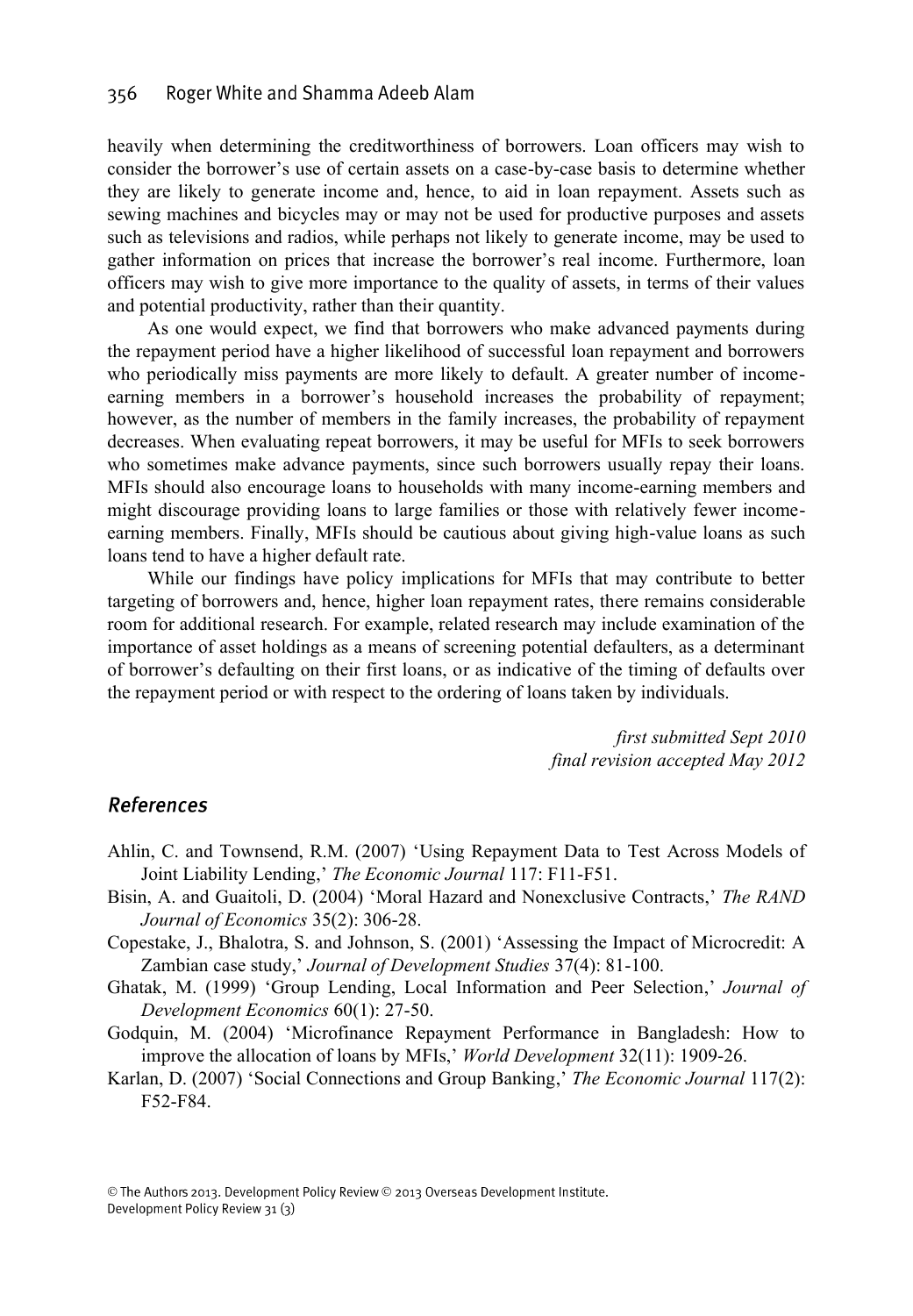heavily when determining the creditworthiness of borrowers. Loan officers may wish to consider the borrower's use of certain assets on a case-by-case basis to determine whether they are likely to generate income and, hence, to aid in loan repayment. Assets such as sewing machines and bicycles may or may not be used for productive purposes and assets such as televisions and radios, while perhaps not likely to generate income, may be used to gather information on prices that increase the borrower's real income. Furthermore, loan officers may wish to give more importance to the quality of assets, in terms of their values and potential productivity, rather than their quantity.

As one would expect, we find that borrowers who make advanced payments during the repayment period have a higher likelihood of successful loan repayment and borrowers who periodically miss payments are more likely to default. A greater number of income-earning members in a borrower's household increases the probability of repayment; however, as the number of members in the family increases, the probability of repayment decreases. When evaluating repeat borrowers, it may be useful for MFIs to seek borrowers who sometimes make advance payments, since such borrowers usually repay their loans. MFIs should also encourage loans to households with many income-earning members and might discourage providing loans to large families or those with relatively fewer income-earning members. Finally, MFIs should be cautious about giving high-value loans as such loans tend to have a higher default rate.

While our findings have policy implications for MFIs that may contribute to better targeting of borrowers and, hence, higher loan repayment rates, there remains considerable room for additional research. For example, related research may include examination of the importance of asset holdings as a means of screening potential defaulters, as a determinant of borrower's defaulting on their first loans, or as indicative of the timing of defaults over the repayment period or with respect to the ordering of loans taken by individuals.

*first submitted Sept 2010*
*final revision accepted May 2012*

## References

Ahlin, C. and Townsend, R.M. (2007) 'Using Repayment Data to Test Across Models of Joint Liability Lending,' *The Economic Journal* 117: F11-F51.

Bisin, A. and Guaitoli, D. (2004) 'Moral Hazard and Nonexclusive Contracts,' *The RAND Journal of Economics* 35(2): 306-28.

Copestake, J., Bhalotra, S. and Johnson, S. (2001) 'Assessing the Impact of Microcredit: A Zambian case study,' *Journal of Development Studies* 37(4): 81-100.

Ghatak, M. (1999) 'Group Lending, Local Information and Peer Selection,' *Journal of Development Economics* 60(1): 27-50.

Godquin, M. (2004) 'Microfinance Repayment Performance in Bangladesh: How to improve the allocation of loans by MFIs,' *World Development* 32(11): 1909-26.

Karlan, D. (2007) 'Social Connections and Group Banking,' *The Economic Journal* 117(2): F52-F84.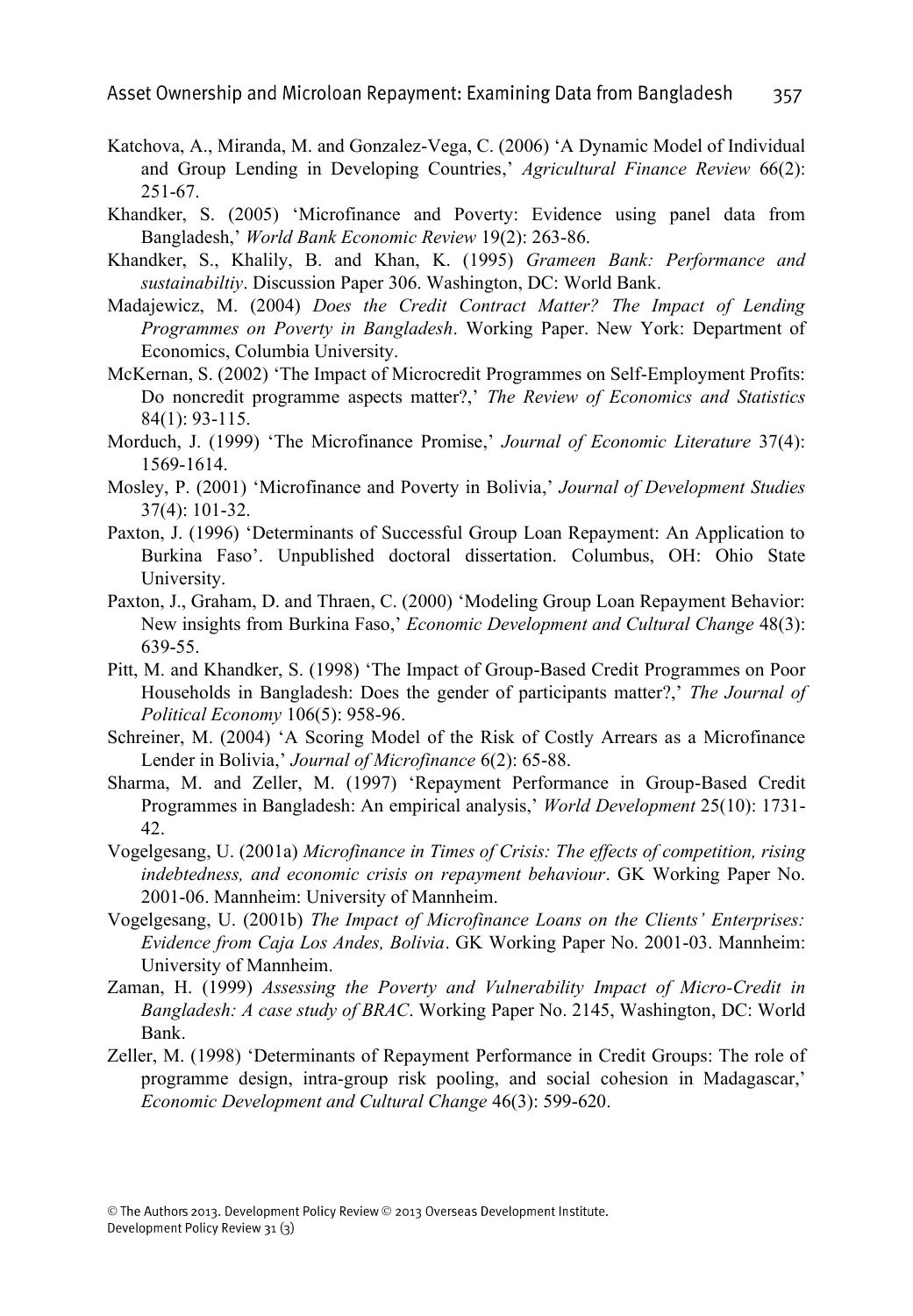Katchova, A., Miranda, M. and Gonzalez-Vega, C. (2006) 'A Dynamic Model of Individual and Group Lending in Developing Countries,' *Agricultural Finance Review* 66(2): 251-67.

Khandker, S. (2005) 'Microfinance and Poverty: Evidence using panel data from Bangladesh,' *World Bank Economic Review* 19(2): 263-86.

Khandker, S., Khalily, B. and Khan, K. (1995) *Grameen Bank: Performance and sustainabiltiy*. Discussion Paper 306. Washington, DC: World Bank.

Madajewicz, M. (2004) *Does the Credit Contract Matter? The Impact of Lending Programmes on Poverty in Bangladesh*. Working Paper. New York: Department of Economics, Columbia University.

McKernan, S. (2002) 'The Impact of Microcredit Programmes on Self-Employment Profits: Do noncredit programme aspects matter?,' *The Review of Economics and Statistics* 84(1): 93-115.

Morduch, J. (1999) 'The Microfinance Promise,' *Journal of Economic Literature* 37(4): 1569-1614.

Mosley, P. (2001) 'Microfinance and Poverty in Bolivia,' *Journal of Development Studies* 37(4): 101-32.

Paxton, J. (1996) 'Determinants of Successful Group Loan Repayment: An Application to Burkina Faso'. Unpublished doctoral dissertation. Columbus, OH: Ohio State University.

Paxton, J., Graham, D. and Thraen, C. (2000) 'Modeling Group Loan Repayment Behavior: New insights from Burkina Faso,' *Economic Development and Cultural Change* 48(3): 639-55.

Pitt, M. and Khandker, S. (1998) 'The Impact of Group-Based Credit Programmes on Poor Households in Bangladesh: Does the gender of participants matter?,' *The Journal of Political Economy* 106(5): 958-96.

Schreiner, M. (2004) 'A Scoring Model of the Risk of Costly Arrears as a Microfinance Lender in Bolivia,' *Journal of Microfinance* 6(2): 65-88.

Sharma, M. and Zeller, M. (1997) 'Repayment Performance in Group-Based Credit Programmes in Bangladesh: An empirical analysis,' *World Development* 25(10): 1731-42.

Vogelgesang, U. (2001a) *Microfinance in Times of Crisis: The effects of competition, rising indebtedness, and economic crisis on repayment behaviour*. GK Working Paper No. 2001-06. Mannheim: University of Mannheim.

Vogelgesang, U. (2001b) *The Impact of Microfinance Loans on the Clients' Enterprises: Evidence from Caja Los Andes, Bolivia*. GK Working Paper No. 2001-03. Mannheim: University of Mannheim.

Zaman, H. (1999) *Assessing the Poverty and Vulnerability Impact of Micro-Credit in Bangladesh: A case study of BRAC*. Working Paper No. 2145, Washington, DC: World Bank.

Zeller, M. (1998) 'Determinants of Repayment Performance in Credit Groups: The role of programme design, intra-group risk pooling, and social cohesion in Madagascar,' *Economic Development and Cultural Change* 46(3): 599-620.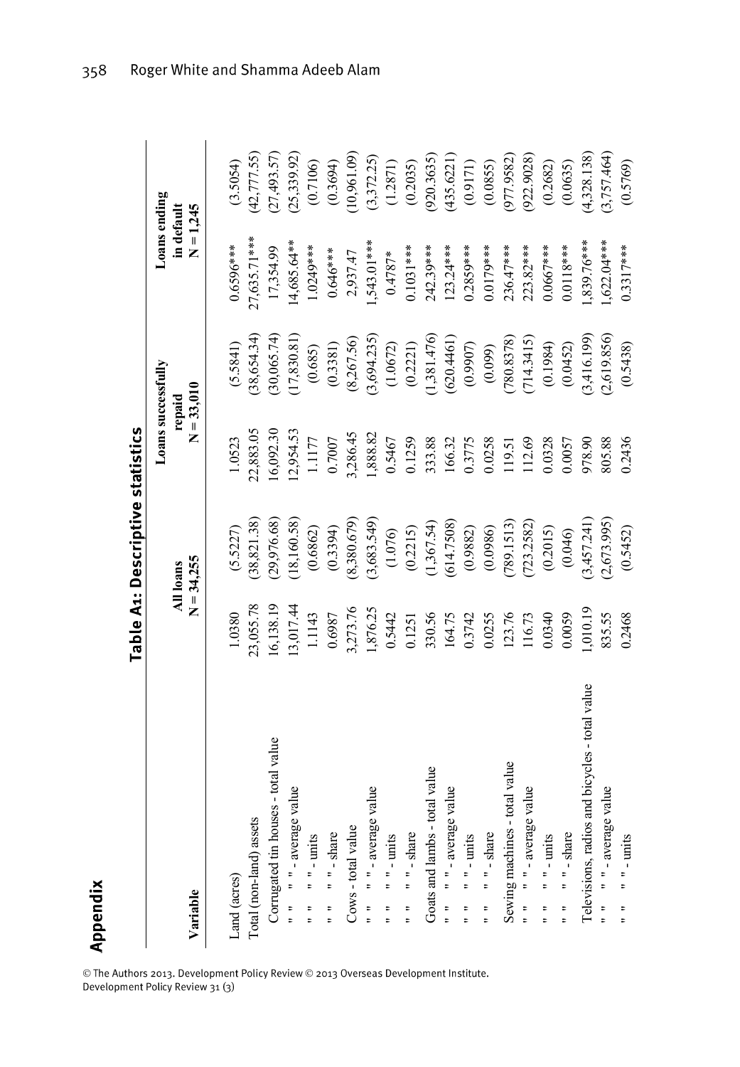## Appendix

**Table A1: Descriptive statistics**

| Variable | All loans N = 34,255 | | Loans successfully repaid N = 33,010 | | Loans ending in default N = 1,245 | |
|---|---|---|---|---|---|---|
| Land (acres) | 1.0380 | (5.5227) | 1.0523 | (5.5841) | 0.6596*** | (3.5054) |
| Total (non-land) assets | 23,055.78 | (38,821.38) | 22,883.05 | (38,654.34) | 27,635.71*** | (42,777.55) |
| Corrugated tin houses - total value | 16,138.19 | (29,976.68) | 16,092.30 | (30,065.74) | 17,354.99 | (27,493.57) |
| " " " - average value | 13,017.44 | (18,160.58) | 12,954.53 | (17,830.81) | 14,685.64** | (25,339.92) |
| " " " - units | 1.1143 | (0.6862) | 1.1177 | (0.685) | 1.0249*** | (0.7106) |
| " " " - share | 0.6987 | (0.3394) | 0.7007 | (0.3381) | 0.646*** | (0.3694) |
| Cows - total value | 3,273.76 | (8,380.679) | 3,286.45 | (8,267.56) | 2,937.47 | (10,961.09) |
| " " " - average value | 1,876.25 | (3,683.549) | 1,888.82 | (3,694.235) | 1,543.01*** | (3,372.25) |
| " " " - units | 0.5442 | (1.076) | 0.5467 | (1.0672) | 0.4787* | (1.2871) |
| " " " - share | 0.1251 | (0.2215) | 0.1259 | (0.2221) | 0.1031*** | (0.2035) |
| Goats and lambs - total value | 330.56 | (1,367.54) | 333.88 | (1,381.476) | 242.39*** | (920.3635) |
| " " " - average value | 164.75 | (614.7508) | 166.32 | (620.4461) | 123.24*** | (435.6221) |
| " " " - units | 0.3742 | (0.9882) | 0.3775 | (0.9907) | 0.2859*** | (0.9171) |
| " " " - share | 0.0255 | (0.0986) | 0.0258 | (0.099) | 0.0179*** | (0.0855) |
| Sewing machines - total value | 123.76 | (789.1513) | 119.51 | (780.8378) | 236.47*** | (977.9582) |
| " " " - average value | 116.73 | (723.2582) | 112.69 | (714.3415) | 223.82*** | (922.9028) |
| " " " - units | 0.0340 | (0.2015) | 0.0328 | (0.1984) | 0.0667*** | (0.2682) |
| " " " - share | 0.0059 | (0.046) | 0.0057 | (0.0452) | 0.0118*** | (0.0635) |
| Televisions, radios and bicycles - total value | 1,010.19 | (3,457.241) | 978.90 | (3,416.199) | 1,839.76*** | (4,328.138) |
| " " " - average value | 835.55 | (2,673.995) | 805.88 | (2,619.856) | 1,622.04*** | (3,757.464) |
| " " " - units | 0.2468 | (0.5452) | 0.2436 | (0.5438) | 0.3317*** | (0.5769) |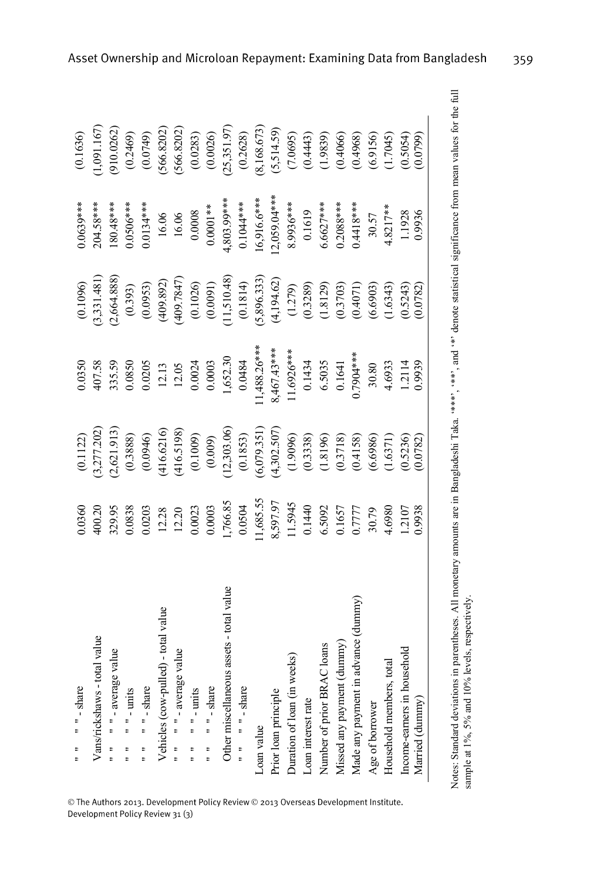| | | | | | | |
|---|---|---|---|---|---|---|
| " " " - share | 0.0360 | (0.1122) | 0.0350 | (0.1096) | 0.0639*** | (0.1636) |
| Vans/rickshaws - total value | 400.20 | (3,277.202) | 407.58 | (3,331.481) | 204.58*** | (1,091.167) |
| " " " - average value | 329.95 | (2,621.913) | 335.59 | (2,664.888) | 180.48*** | (910.0262) |
| " " " - units | 0.0838 | (0.3888) | 0.0850 | (0.393) | 0.0506*** | (0.2469) |
| " " " - share | 0.0203 | (0.0946) | 0.0205 | (0.0953) | 0.0134*** | (0.0749) |
| Vehicles (cow-pulled) - total value | 12.28 | (416.6216) | 12.13 | (409.892) | 16.06 | (566.8202) |
| " " " - average value | 12.20 | (416.5198) | 12.05 | (409.7847) | 16.06 | (566.8202) |
| " " " - units | 0.0023 | (0.1009) | 0.0024 | (0.1026) | 0.0008 | (0.0283) |
| " " " - share | 0.0003 | (0.009) | 0.0003 | (0.0091) | 0.0001** | (0.0026) |
| Other miscellaneous assets - total value | 1,766.85 | (12,303.06) | 1,652.30 | (11,510.48) | 4,803.99*** | (25,351.97) |
| " " " - share | 0.0504 | (0.1853) | 0.0484 | (0.1814) | 0.1044*** | (0.2628) |
| Loan value | 11,685.55 | (6,079.351) | 11,488.26*** | (5,896.333) | 16,916.6*** | (8,168.673) |
| Prior loan principle | 8,597.97 | (4,302.507) | 8,467.43*** | (4,194.62) | 12,059.04*** | (5,514.59) |
| Duration of loan (in weeks) | 11.5945 | (1.9096) | 11.6926*** | (1.279) | 8.9936*** | (7.0695) |
| Loan interest rate | 0.1440 | (0.3338) | 0.1434 | (0.3289) | 0.1619 | (0.4443) |
| Number of prior BRAC loans | 6.5092 | (1.8196) | 6.5035 | (1.8129) | 6.6627*** | (1.9839) |
| Missed any payment (dummy) | 0.1657 | (0.3718) | 0.1641 | (0.3703) | 0.2088*** | (0.4066) |
| Made any payment in advance (dummy) | 0.7777 | (0.4158) | 0.7904*** | (0.4071) | 0.4418*** | (0.4968) |
| Age of borrower | 30.79 | (6.6986) | 30.80 | (6.6903) | 30.57 | (6.9156) |
| Household members, total | 4.6980 | (1.6371) | 4.6933 | (1.6343) | 4.8217** | (1.7045) |
| Income-earners in household | 1.2107 | (0.5236) | 1.2114 | (0.5243) | 1.1928 | (0.5054) |
| Married (dummy) | 0.9938 | (0.0782) | 0.9939 | (0.0782) | 0.9936 | (0.0799) |

Notes: Standard deviations in parentheses. All monetary amounts are in Bangladeshi Taka. '***', '**', and '*' denote statistical significance from mean values for the full sample at 1%, 5% and 10% levels, respectively.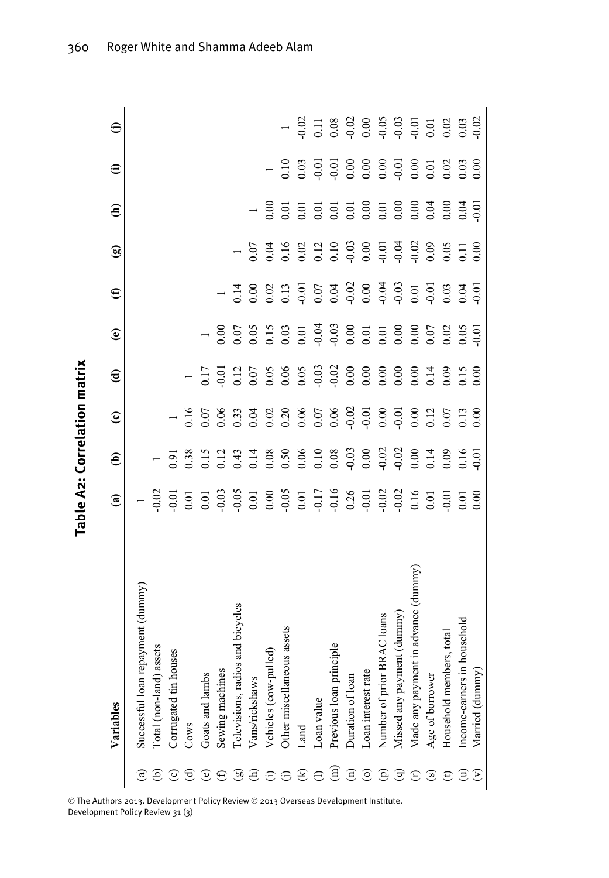## Table A2: Correlation matrix

| | Variables | (a) | (b) | (c) | (d) | (e) | (f) | (g) | (h) | (i) | (j) |
|---|---|---|---|---|---|---|---|---|---|---|---|
| (a) | Successful loan repayment (dummy) | 1 | | | | | | | | | |
| (b) | Total (non-land) assets | -0.02 | 1 | | | | | | | | |
| (c) | Corrugated tin houses | -0.01 | 0.91 | 1 | | | | | | | |
| (d) | Cows | 0.01 | 0.38 | 0.16 | 1 | | | | | | |
| (e) | Goats and lambs | 0.01 | 0.15 | 0.07 | 0.17 | 1 | | | | | |
| (f) | Sewing machines | -0.03 | 0.12 | 0.06 | -0.01 | 0.00 | 1 | | | | |
| (g) | Televisions, radios and bicycles | -0.05 | 0.43 | 0.33 | 0.12 | 0.07 | 0.14 | 1 | | | |
| (h) | Vans/rickshaws | 0.01 | 0.14 | 0.04 | 0.07 | 0.05 | 0.00 | 0.07 | 1 | | |
| (i) | Vehicles (cow-pulled) | 0.00 | 0.08 | 0.02 | 0.05 | 0.15 | 0.02 | 0.04 | 0.00 | 1 | |
| (j) | Other miscellaneous assets | -0.05 | 0.50 | 0.20 | 0.06 | 0.03 | 0.13 | 0.16 | 0.01 | 0.10 | 1 |
| (k) | Land | 0.01 | 0.06 | 0.06 | 0.05 | 0.01 | -0.01 | 0.02 | 0.01 | 0.03 | -0.02 |
| (l) | Loan value | -0.17 | 0.10 | 0.07 | -0.03 | -0.04 | 0.07 | 0.12 | 0.01 | -0.01 | 0.11 |
| (m) | Previous loan principle | -0.16 | 0.08 | 0.06 | -0.02 | -0.03 | 0.04 | 0.10 | 0.01 | -0.01 | 0.08 |
| (n) | Duration of loan | 0.26 | -0.03 | -0.02 | 0.00 | 0.00 | -0.02 | -0.03 | 0.01 | 0.00 | -0.02 |
| (o) | Loan interest rate | -0.01 | 0.00 | -0.01 | 0.00 | 0.01 | 0.00 | 0.00 | 0.00 | 0.00 | 0.00 |
| (p) | Number of prior BRAC loans | -0.02 | -0.02 | 0.00 | 0.00 | 0.01 | -0.04 | -0.01 | 0.01 | 0.00 | -0.05 |
| (q) | Missed any payment (dummy) | -0.02 | -0.02 | -0.01 | 0.00 | 0.00 | -0.03 | -0.04 | 0.00 | -0.01 | -0.03 |
| (r) | Made any payment in advance (dummy) | 0.16 | 0.00 | 0.00 | 0.00 | 0.00 | 0.01 | -0.02 | 0.00 | 0.00 | -0.01 |
| (s) | Age of borrower | 0.01 | 0.14 | 0.12 | 0.14 | 0.07 | -0.01 | 0.09 | 0.04 | 0.01 | 0.01 |
| (t) | Household members, total | -0.01 | 0.09 | 0.07 | 0.09 | 0.02 | 0.03 | 0.05 | 0.00 | 0.02 | 0.02 |
| (u) | Income-earners in household | 0.01 | 0.16 | 0.13 | 0.15 | 0.05 | 0.04 | 0.11 | 0.04 | 0.03 | 0.03 |
| (v) | Married (dummy) | 0.00 | -0.01 | 0.00 | 0.00 | -0.01 | -0.01 | 0.00 | -0.01 | 0.00 | -0.02 |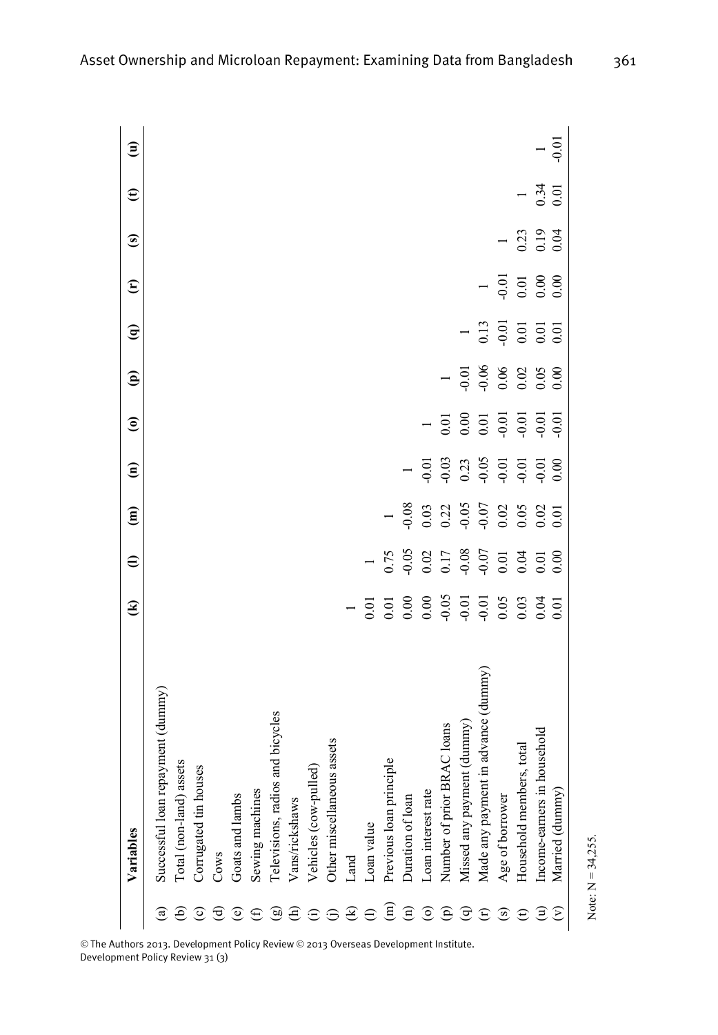| | Variables | (k) | (l) | (m) | (n) | (o) | (p) | (q) | (r) | (s) | (t) | (u) |
|---|---|---|---|---|---|---|---|---|---|---|---|---|
| (a) | Successful loan repayment (dummy) | | | | | | | | | | | |
| (b) | Total (non-land) assets | | | | | | | | | | | |
| (c) | Corrugated tin houses | | | | | | | | | | | |
| (d) | Cows | | | | | | | | | | | |
| (e) | Goats and lambs | | | | | | | | | | | |
| (f) | Sewing machines | | | | | | | | | | | |
| (g) | Televisions, radios and bicycles | | | | | | | | | | | |
| (h) | Vans/rickshaws | | | | | | | | | | | |
| (i) | Vehicles (cow-pulled) | | | | | | | | | | | |
| (j) | Other miscellaneous assets | | | | | | | | | | | |
| (k) | Land | 1 | | | | | | | | | | |
| (l) | Loan value | 0.01 | 1 | | | | | | | | | |
| (m) | Previous loan principle | 0.01 | 0.75 | 1 | | | | | | | | |
| (n) | Duration of loan | 0.00 | -0.05 | -0.08 | 1 | | | | | | | |
| (o) | Loan interest rate | 0.00 | 0.02 | 0.03 | -0.01 | 1 | | | | | | |
| (p) | Number of prior BRAC loans | -0.05 | 0.17 | 0.22 | -0.03 | 0.01 | 1 | | | | | |
| (q) | Missed any payment (dummy) | -0.01 | -0.08 | -0.05 | 0.23 | 0.00 | -0.01 | 1 | | | | |
| (r) | Made any payment in advance (dummy) | -0.01 | -0.07 | -0.07 | -0.05 | 0.01 | -0.06 | 0.13 | 1 | | | |
| (s) | Age of borrower | 0.05 | 0.01 | 0.02 | -0.01 | -0.01 | 0.06 | -0.01 | -0.01 | 1 | | |
| (t) | Household members, total | 0.03 | 0.04 | 0.05 | -0.01 | -0.01 | 0.02 | 0.01 | 0.01 | 0.23 | 1 | |
| (u) | Income-earners in household | 0.04 | 0.01 | 0.02 | -0.01 | -0.01 | 0.05 | 0.01 | 0.00 | 0.19 | 0.34 | 1 |
| (v) | Married (dummy) | 0.01 | 0.00 | 0.01 | 0.00 | -0.01 | 0.00 | 0.01 | 0.00 | 0.04 | 0.01 | -0.01 |

Note: N = 34,255.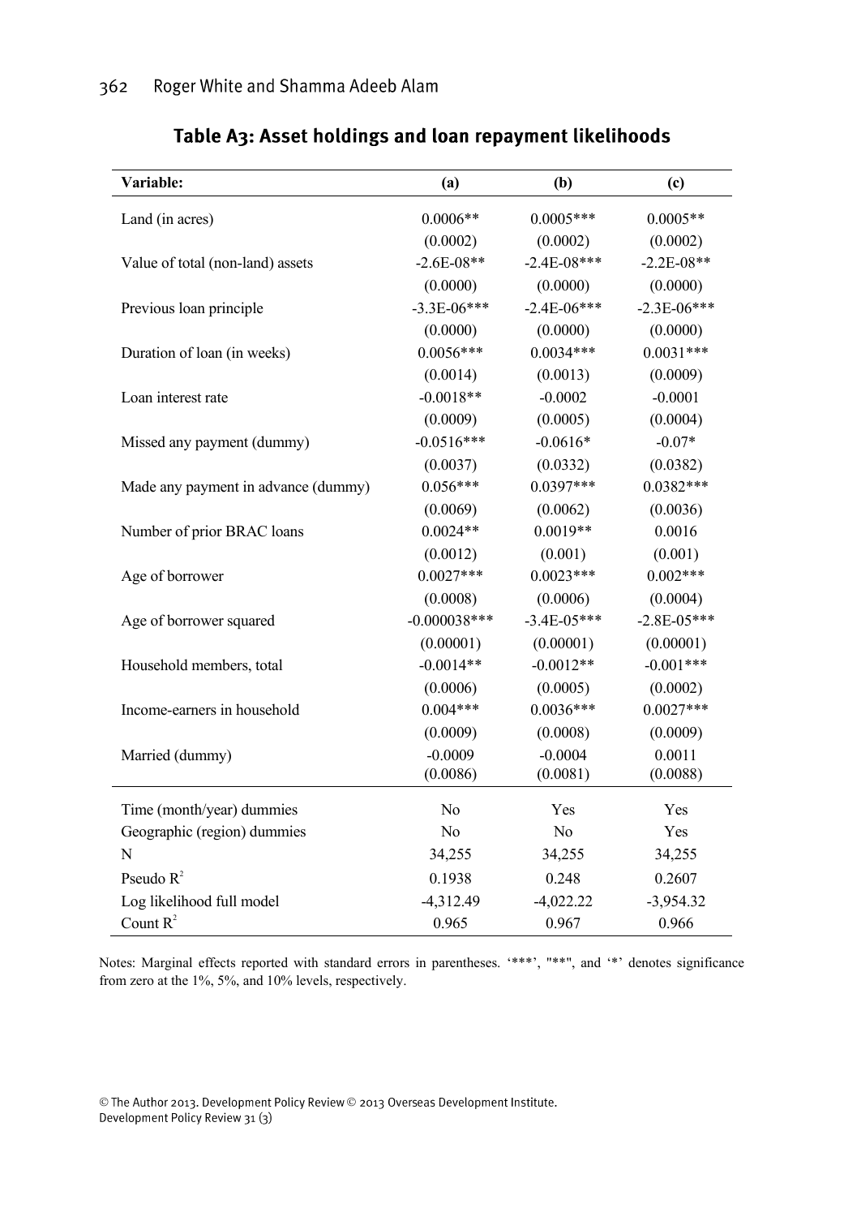**Table A3: Asset holdings and loan repayment likelihoods**

| Variable: | (a) | (b) | (c) |
|---|---|---|---|
| Land (in acres) | 0.0006** | 0.0005*** | 0.0005** |
| | (0.0002) | (0.0002) | (0.0002) |
| Value of total (non-land) assets | -2.6E-08** | -2.4E-08*** | -2.2E-08** |
| | (0.0000) | (0.0000) | (0.0000) |
| Previous loan principle | -3.3E-06*** | -2.4E-06*** | -2.3E-06*** |
| | (0.0000) | (0.0000) | (0.0000) |
| Duration of loan (in weeks) | 0.0056*** | 0.0034*** | 0.0031*** |
| | (0.0014) | (0.0013) | (0.0009) |
| Loan interest rate | -0.0018** | -0.0002 | -0.0001 |
| | (0.0009) | (0.0005) | (0.0004) |
| Missed any payment (dummy) | -0.0516*** | -0.0616* | -0.07* |
| | (0.0037) | (0.0332) | (0.0382) |
| Made any payment in advance (dummy) | 0.056*** | 0.0397*** | 0.0382*** |
| | (0.0069) | (0.0062) | (0.0036) |
| Number of prior BRAC loans | 0.0024** | 0.0019** | 0.0016 |
| | (0.0012) | (0.001) | (0.001) |
| Age of borrower | 0.0027*** | 0.0023*** | 0.002*** |
| | (0.0008) | (0.0006) | (0.0004) |
| Age of borrower squared | -0.000038*** | -3.4E-05*** | -2.8E-05*** |
| | (0.00001) | (0.00001) | (0.00001) |
| Household members, total | -0.0014** | -0.0012** | -0.001*** |
| | (0.0006) | (0.0005) | (0.0002) |
| Income-earners in household | 0.004*** | 0.0036*** | 0.0027*** |
| | (0.0009) | (0.0008) | (0.0009) |
| Married (dummy) | -0.0009 | -0.0004 | 0.0011 |
| | (0.0086) | (0.0081) | (0.0088) |
| Time (month/year) dummies | No | Yes | Yes |
| Geographic (region) dummies | No | No | Yes |
| N | 34,255 | 34,255 | 34,255 |
| Pseudo $R^2$ | 0.1938 | 0.248 | 0.2607 |
| Log likelihood full model | -4,312.49 | -4,022.22 | -3,954.32 |
| Count $R^2$ | 0.965 | 0.967 | 0.966 |

Notes: Marginal effects reported with standard errors in parentheses. '***', "**", and '*' denotes significance from zero at the 1%, 5%, and 10% levels, respectively.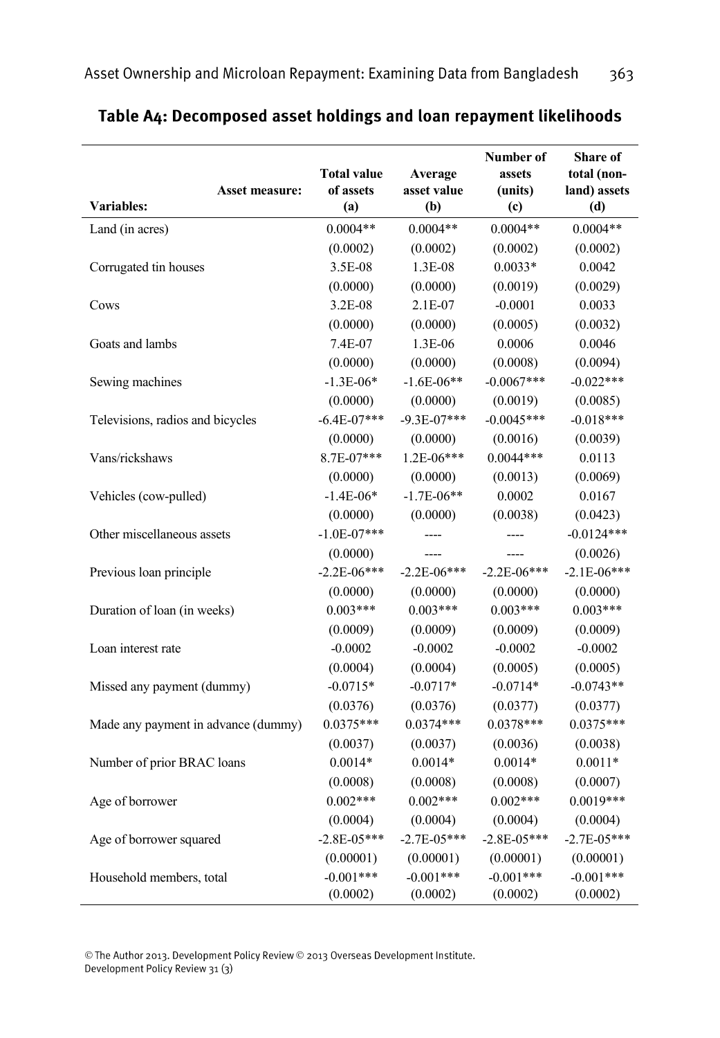## Table A4: Decomposed asset holdings and loan repayment likelihoods

| Variables: Asset measure: | Total value of assets (a) | Average asset value (b) | Number of assets (units) (c) | Share of total (non-land) assets (d) |
|---|---|---|---|---|
| Land (in acres) | 0.0004** | 0.0004** | 0.0004** | 0.0004** |
| | (0.0002) | (0.0002) | (0.0002) | (0.0002) |
| Corrugated tin houses | 3.5E-08 | 1.3E-08 | 0.0033* | 0.0042 |
| | (0.0000) | (0.0000) | (0.0019) | (0.0029) |
| Cows | 3.2E-08 | 2.1E-07 | -0.0001 | 0.0033 |
| | (0.0000) | (0.0000) | (0.0005) | (0.0032) |
| Goats and lambs | 7.4E-07 | 1.3E-06 | 0.0006 | 0.0046 |
| | (0.0000) | (0.0000) | (0.0008) | (0.0094) |
| Sewing machines | -1.3E-06* | -1.6E-06** | -0.0067*** | -0.022*** |
| | (0.0000) | (0.0000) | (0.0019) | (0.0085) |
| Televisions, radios and bicycles | -6.4E-07*** | -9.3E-07*** | -0.0045*** | -0.018*** |
| | (0.0000) | (0.0000) | (0.0016) | (0.0039) |
| Vans/rickshaws | 8.7E-07*** | 1.2E-06*** | 0.0044*** | 0.0113 |
| | (0.0000) | (0.0000) | (0.0013) | (0.0069) |
| Vehicles (cow-pulled) | -1.4E-06* | -1.7E-06** | 0.0002 | 0.0167 |
| | (0.0000) | (0.0000) | (0.0038) | (0.0423) |
| Other miscellaneous assets | -1.0E-07*** | ---- | ---- | -0.0124*** |
| | (0.0000) | ---- | ---- | (0.0026) |
| Previous loan principle | -2.2E-06*** | -2.2E-06*** | -2.2E-06*** | -2.1E-06*** |
| | (0.0000) | (0.0000) | (0.0000) | (0.0000) |
| Duration of loan (in weeks) | 0.003*** | 0.003*** | 0.003*** | 0.003*** |
| | (0.0009) | (0.0009) | (0.0009) | (0.0009) |
| Loan interest rate | -0.0002 | -0.0002 | -0.0002 | -0.0002 |
| | (0.0004) | (0.0004) | (0.0005) | (0.0005) |
| Missed any payment (dummy) | -0.0715* | -0.0717* | -0.0714* | -0.0743** |
| | (0.0376) | (0.0376) | (0.0377) | (0.0377) |
| Made any payment in advance (dummy) | 0.0375*** | 0.0374*** | 0.0378*** | 0.0375*** |
| | (0.0037) | (0.0037) | (0.0036) | (0.0038) |
| Number of prior BRAC loans | 0.0014* | 0.0014* | 0.0014* | 0.0011* |
| | (0.0008) | (0.0008) | (0.0008) | (0.0007) |
| Age of borrower | 0.002*** | 0.002*** | 0.002*** | 0.0019*** |
| | (0.0004) | (0.0004) | (0.0004) | (0.0004) |
| Age of borrower squared | -2.8E-05*** | -2.7E-05*** | -2.8E-05*** | -2.7E-05*** |
| | (0.00001) | (0.00001) | (0.00001) | (0.00001) |
| Household members, total | -0.001*** | -0.001*** | -0.001*** | -0.001*** |
| | (0.0002) | (0.0002) | (0.0002) | (0.0002) |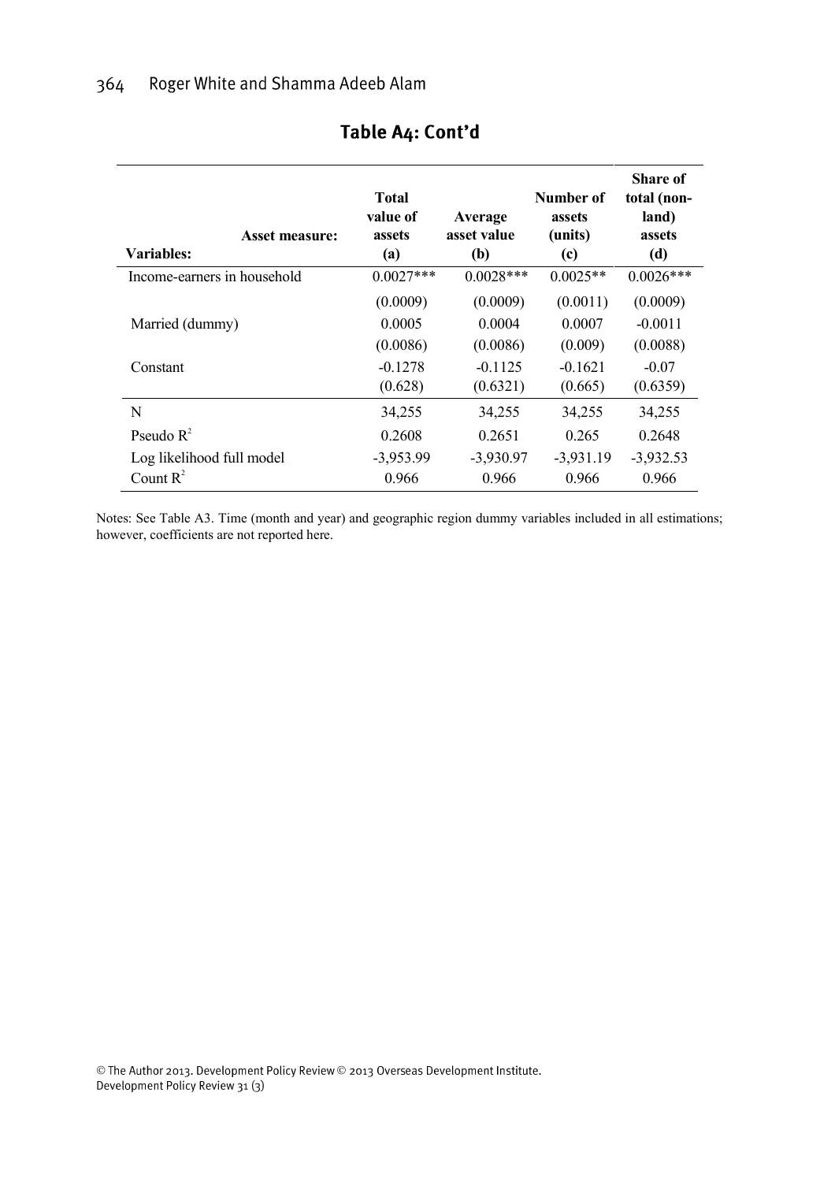## Table A4: Cont'd

| Variables: Asset measure: | Total value of assets (a) | Average asset value (b) | Number of assets (units) (c) | Share of total (non-land) assets (d) |
|---|---|---|---|---|
| Income-earners in household | 0.0027*** | 0.0028*** | 0.0025** | 0.0026*** |
| | (0.0009) | (0.0009) | (0.0011) | (0.0009) |
| Married (dummy) | 0.0005 | 0.0004 | 0.0007 | -0.0011 |
| | (0.0086) | (0.0086) | (0.009) | (0.0088) |
| Constant | -0.1278 | -0.1125 | -0.1621 | -0.07 |
| | (0.628) | (0.6321) | (0.665) | (0.6359) |
| N | 34,255 | 34,255 | 34,255 | 34,255 |
| Pseudo $R^2$ | 0.2608 | 0.2651 | 0.265 | 0.2648 |
| Log likelihood full model | -3,953.99 | -3,930.97 | -3,931.19 | -3,932.53 |
| Count $R^2$ | 0.966 | 0.966 | 0.966 | 0.966 |

Notes: See Table A3. Time (month and year) and geographic region dummy variables included in all estimations; however, coefficients are not reported here.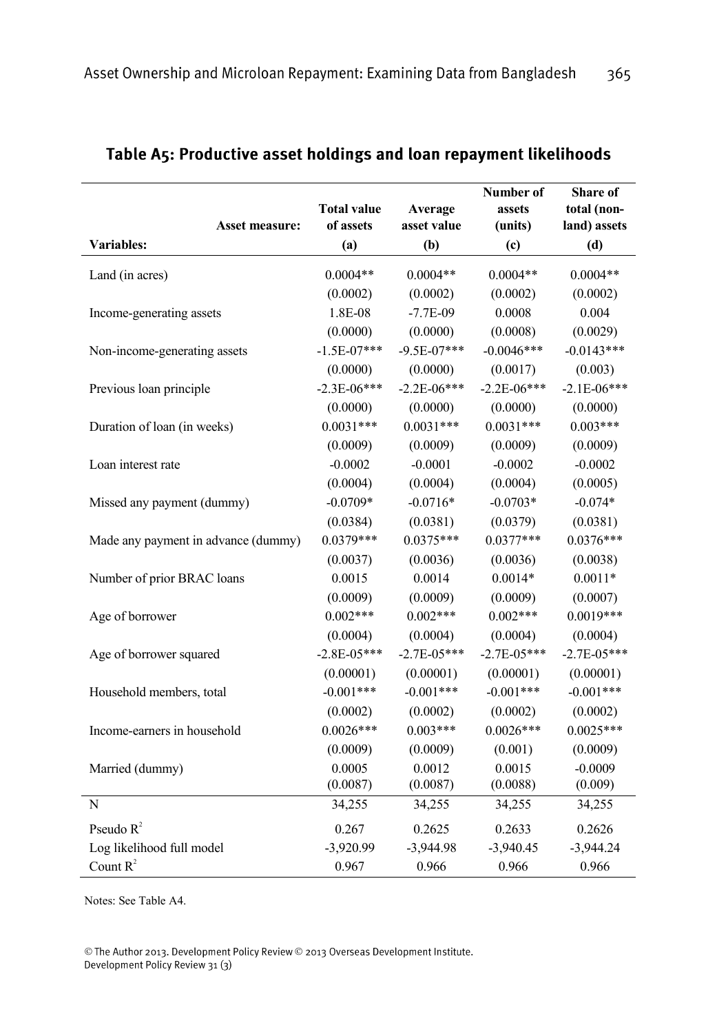## Table A5: Productive asset holdings and loan repayment likelihoods

| Asset measure: | Total value of assets | Average asset value | Number of assets (units) | Share of total (non-land) assets |
|---|---|---|---|---|
| **Variables:** | **(a)** | **(b)** | **(c)** | **(d)** |
| Land (in acres) | 0.0004** | 0.0004** | 0.0004** | 0.0004** |
| | (0.0002) | (0.0002) | (0.0002) | (0.0002) |
| Income-generating assets | 1.8E-08 | -7.7E-09 | 0.0008 | 0.004 |
| | (0.0000) | (0.0000) | (0.0008) | (0.0029) |
| Non-income-generating assets | -1.5E-07*** | -9.5E-07*** | -0.0046*** | -0.0143*** |
| | (0.0000) | (0.0000) | (0.0017) | (0.003) |
| Previous loan principle | -2.3E-06*** | -2.2E-06*** | -2.2E-06*** | -2.1E-06*** |
| | (0.0000) | (0.0000) | (0.0000) | (0.0000) |
| Duration of loan (in weeks) | 0.0031*** | 0.0031*** | 0.0031*** | 0.003*** |
| | (0.0009) | (0.0009) | (0.0009) | (0.0009) |
| Loan interest rate | -0.0002 | -0.0001 | -0.0002 | -0.0002 |
| | (0.0004) | (0.0004) | (0.0004) | (0.0005) |
| Missed any payment (dummy) | -0.0709* | -0.0716* | -0.0703* | -0.074* |
| | (0.0384) | (0.0381) | (0.0379) | (0.0381) |
| Made any payment in advance (dummy) | 0.0379*** | 0.0375*** | 0.0377*** | 0.0376*** |
| | (0.0037) | (0.0036) | (0.0036) | (0.0038) |
| Number of prior BRAC loans | 0.0015 | 0.0014 | 0.0014* | 0.0011* |
| | (0.0009) | (0.0009) | (0.0009) | (0.0007) |
| Age of borrower | 0.002*** | 0.002*** | 0.002*** | 0.0019*** |
| | (0.0004) | (0.0004) | (0.0004) | (0.0004) |
| Age of borrower squared | -2.8E-05*** | -2.7E-05*** | -2.7E-05*** | -2.7E-05*** |
| | (0.00001) | (0.00001) | (0.00001) | (0.00001) |
| Household members, total | -0.001*** | -0.001*** | -0.001*** | -0.001*** |
| | (0.0002) | (0.0002) | (0.0002) | (0.0002) |
| Income-earners in household | 0.0026*** | 0.003*** | 0.0026*** | 0.0025*** |
| | (0.0009) | (0.0009) | (0.001) | (0.0009) |
| Married (dummy) | 0.0005 | 0.0012 | 0.0015 | -0.0009 |
| | (0.0087) | (0.0087) | (0.0088) | (0.009) |
| N | 34,255 | 34,255 | 34,255 | 34,255 |
| Pseudo $R^2$ | 0.267 | 0.2625 | 0.2633 | 0.2626 |
| Log likelihood full model | -3,920.99 | -3,944.98 | -3,940.45 | -3,944.24 |
| Count $R^2$ | 0.967 | 0.966 | 0.966 | 0.966 |

Notes: See Table A4.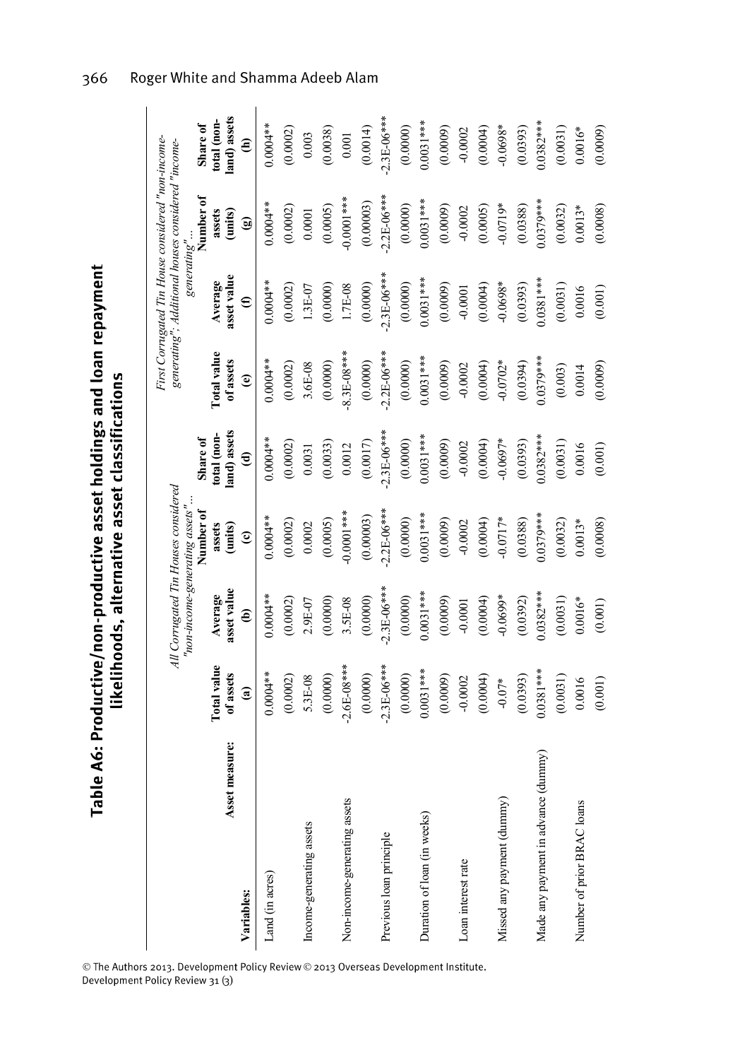## Table A6: Productive/non-productive asset holdings and loan repayment likelihoods, alternative asset classifications

| Asset measure: | *All Corrugated Tin Houses considered "non-income-generating assets"...* | | | | *First Corrugated Tin House considered "non-income-generating"; Additional houses considered "income-generating"...* | | | |
|---|---|---|---|---|---|---|---|---|
| **Variables:** | **Total value of assets (a)** | **Average asset value (b)** | **Number of assets (units) (c)** | **Share of total (non-land) assets (d)** | **Total value of assets (e)** | **Average asset value (f)** | **Number of assets (units) (g)** | **Share of total (non-land) assets (h)** |
| Land (in acres) | 0.0004** | 0.0004** | 0.0004** | 0.0004** | 0.0004** | 0.0004** | 0.0004** | 0.0004** |
| | (0.0002) | (0.0002) | (0.0002) | (0.0002) | (0.0002) | (0.0002) | (0.0002) | (0.0002) |
| Income-generating assets | 5.3E-08 | 2.9E-07 | 0.0002 | 0.0031 | 3.6E-08 | 1.3E-07 | 0.0001 | 0.003 |
| | (0.0000) | (0.0000) | (0.0005) | (0.0033) | (0.0000) | (0.0000) | (0.0005) | (0.0038) |
| Non-income-generating assets | -2.6E-08*** | 3.5E-08 | -0.0001*** | 0.0012 | -8.3E-08*** | 1.7E-08 | -0.0001*** | 0.001 |
| | (0.0000) | (0.0000) | (0.00003) | (0.0017) | (0.0000) | (0.0000) | (0.00003) | (0.0014) |
| Previous loan principle | -2.3E-06*** | -2.3E-06*** | -2.2E-06*** | -2.3E-06*** | -2.2E-06*** | -2.3E-06*** | -2.2E-06*** | -2.3E-06*** |
| | (0.0000) | (0.0000) | (0.0000) | (0.0000) | (0.0000) | (0.0000) | (0.0000) | (0.0000) |
| Duration of loan (in weeks) | 0.0031*** | 0.0031*** | 0.0031*** | 0.0031*** | 0.0031*** | 0.0031*** | 0.0031*** | 0.0031*** |
| | (0.0009) | (0.0009) | (0.0009) | (0.0009) | (0.0009) | (0.0009) | (0.0009) | (0.0009) |
| Loan interest rate | -0.0002 | -0.0001 | -0.0002 | -0.0002 | -0.0002 | -0.0001 | -0.0002 | -0.0002 |
| | (0.0004) | (0.0004) | (0.0004) | (0.0004) | (0.0004) | (0.0004) | (0.0005) | (0.0004) |
| Missed any payment (dummy) | -0.07* | -0.0699* | -0.0717* | -0.0697* | -0.0702* | -0.0698* | -0.0719* | -0.0698* |
| | (0.0393) | (0.0392) | (0.0388) | (0.0393) | (0.0394) | (0.0393) | (0.0388) | (0.0393) |
| Made any payment in advance (dummy) | 0.0381*** | 0.0382*** | 0.0379*** | 0.0382*** | 0.0379*** | 0.0381*** | 0.0379*** | 0.0382*** |
| | (0.0031) | (0.0031) | (0.0032) | (0.0031) | (0.003) | (0.0031) | (0.0032) | (0.0031) |
| Number of prior BRAC loans | 0.0016 | 0.0016* | 0.0013* | 0.0016 | 0.0014 | 0.0016 | 0.0013* | 0.0016* |
| | (0.001) | (0.001) | (0.0008) | (0.001) | (0.0009) | (0.001) | (0.0008) | (0.0009) |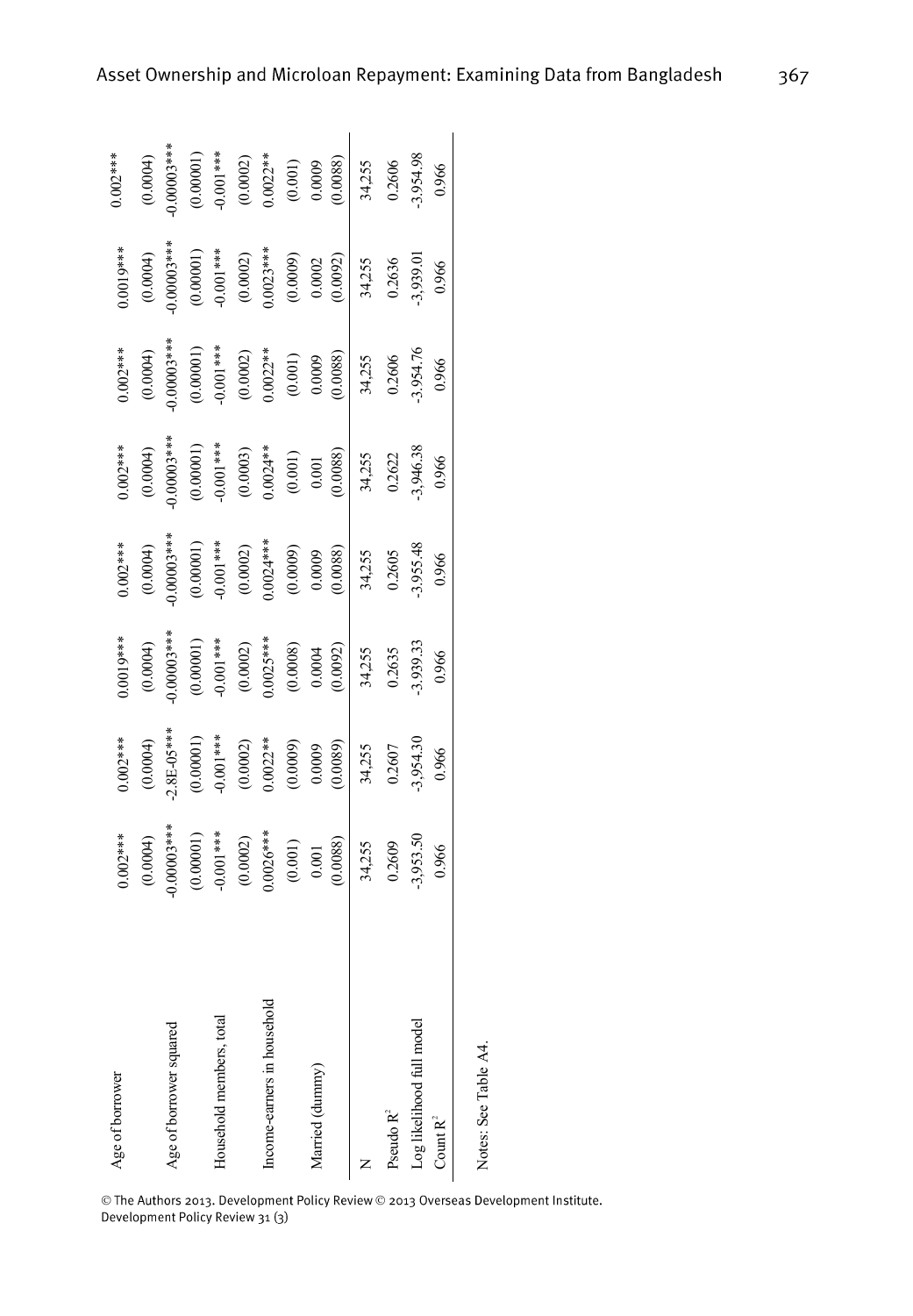| | | | | | | | | |
|---|---|---|---|---|---|---|---|---|
| Age of borrower | 0.002*** | 0.002*** | 0.0019*** | 0.002*** | 0.002*** | 0.002*** | 0.0019*** | 0.002*** |
| | (0.0004) | (0.0004) | (0.0004) | (0.0004) | (0.0004) | (0.0004) | (0.0004) | (0.0004) |
| Age of borrower squared | -0.00003*** | -2.8E-05*** | -0.00003*** | -0.00003*** | -0.00003*** | -0.00003*** | -0.00003*** | -0.00003*** |
| | (0.00001) | (0.00001) | (0.00001) | (0.00001) | (0.00001) | (0.00001) | (0.00001) | (0.00001) |
| Household members, total | -0.001*** | -0.001*** | -0.001*** | -0.001*** | -0.001*** | -0.001*** | -0.001*** | -0.001*** |
| | (0.0002) | (0.0002) | (0.0002) | (0.0002) | (0.0003) | (0.0002) | (0.0002) | (0.0002) |
| Income-earners in household | 0.0026*** | 0.0022** | 0.0025*** | 0.0024*** | 0.0024** | 0.0022** | 0.0023*** | 0.0022** |
| | (0.001) | (0.0009) | (0.0008) | (0.0009) | (0.001) | (0.001) | (0.0009) | (0.001) |
| Married (dummy) | 0.001 | 0.0009 | 0.0004 | 0.0009 | 0.001 | 0.0009 | 0.0002 | 0.0009 |
| | (0.0088) | (0.0089) | (0.0092) | (0.0088) | (0.0088) | (0.0088) | (0.0092) | (0.0088) |
| N | 34,255 | 34,255 | 34,255 | 34,255 | 34,255 | 34,255 | 34,255 | 34,255 |
| Pseudo $R^2$ | 0.2609 | 0.2607 | 0.2635 | 0.2605 | 0.2622 | 0.2606 | 0.2636 | 0.2606 |
| Log likelihood full model | -3,953.50 | -3,954.30 | -3,939.33 | -3,955.48 | -3,946.38 | -3,954.76 | -3,939.01 | -3,954.98 |
| Count $R^2$ | 0.966 | 0.966 | 0.966 | 0.966 | 0.966 | 0.966 | 0.966 | 0.966 |

Notes: See Table A4.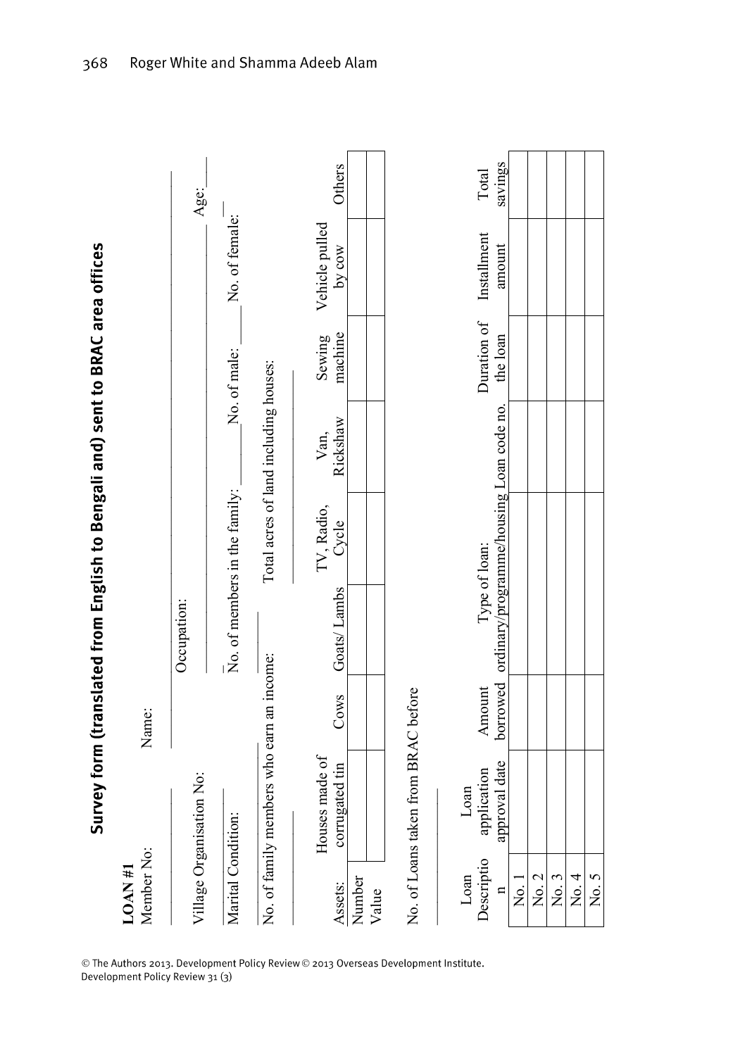## Survey form (translated from English to Bengali and) sent to BRAC area offices

**LOAN #1**

Member No: ______ Name: ______

Village Organisation No: ______ Occupation: ______ Age: ______

Marital Condition: ______ No. of members in the family: ______ No. of male: ______ No. of female: ______

No. of family members who earn an income: ______ Total acres of land including houses: ______

| Assets: | Houses made of corrugated tin | Cows | Goats/ Lambs | TV, Radio, Cycle | Van, Rickshaw | Sewing machine | Vehicle pulled by cow | Others |
|---|---|---|---|---|---|---|---|---|
| Number | | | | | | | | |
| Value | | | | | | | | |

No. of Loans taken from BRAC before ______

| Loan Description | Loan application approval date | Amount borrowed | Type of loan: ordinary/programme/housing | Loan code no. | Duration of the loan | Installment amount | Total savings |
|---|---|---|---|---|---|---|---|
| No. 1 | | | | | | | |
| No. 2 | | | | | | | |
| No. 3 | | | | | | | |
| No. 4 | | | | | | | |
| No. 5 | | | | | | | |

© The Authors 2013. Development Policy Review © 2013 Overseas Development Institute.